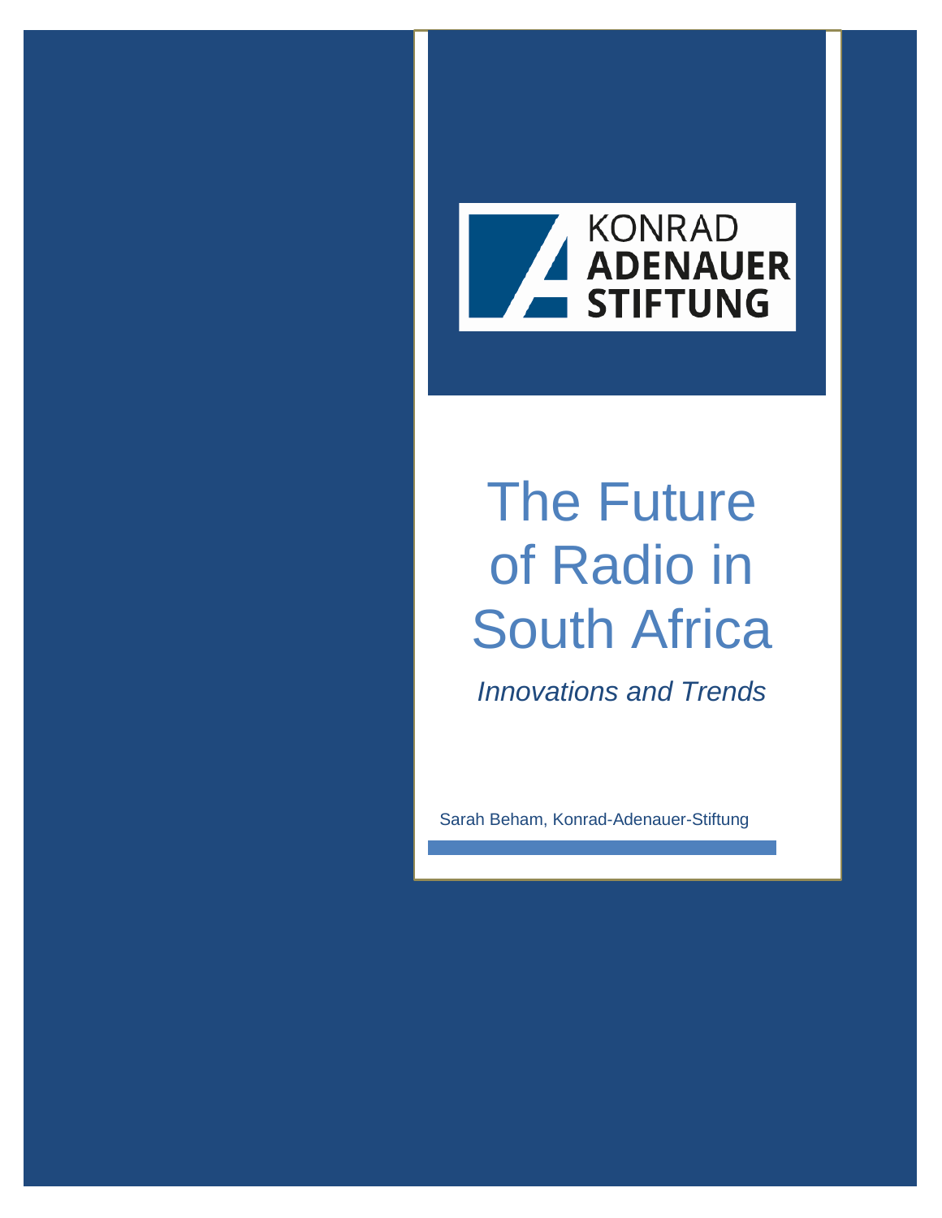KONRAD ADENAUER STIFTUNG

# The Future of Radio in South Africa

*Innovations and Trends*

Sarah Beham, Konrad-Adenauer-Stiftung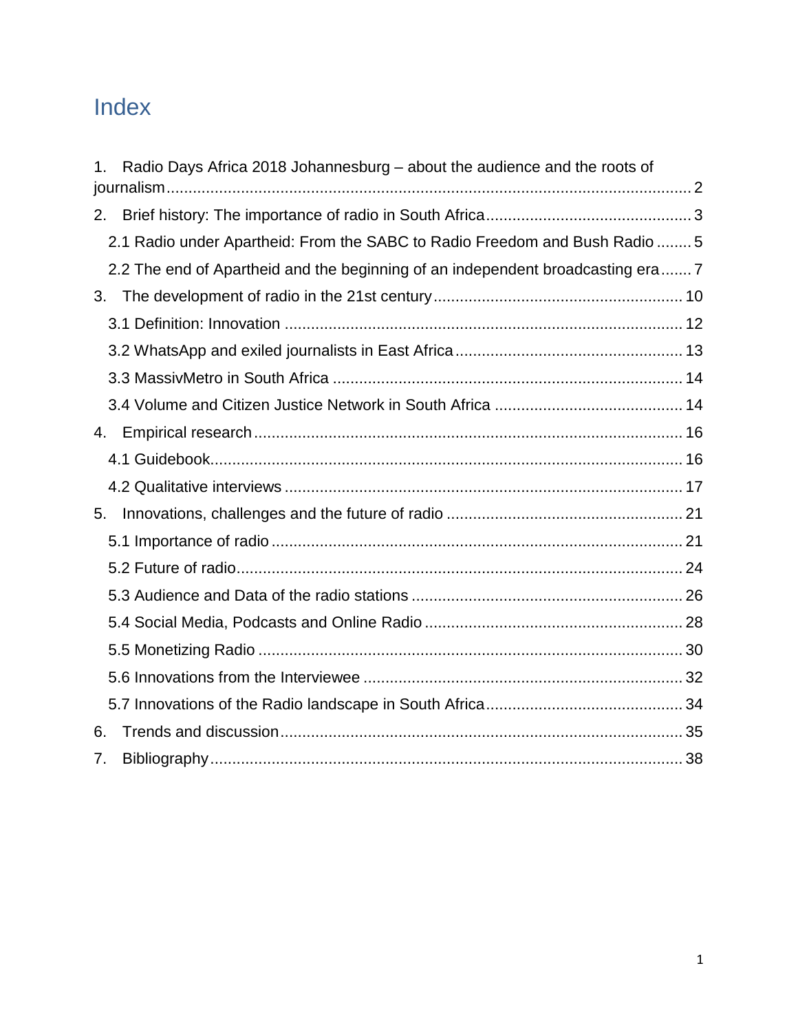# Index

1. Radio Days Africa 2018 Johannesburg – about the audience and the roots of journalism ........ 2
2. Brief history: The importance of radio in South Africa ........ 3
   - 2.1 Radio under Apartheid: From the SABC to Radio Freedom and Bush Radio ........ 5
   - 2.2 The end of Apartheid and the beginning of an independent broadcasting era ........ 7
3. The development of radio in the 21st century ........ 10
   - 3.1 Definition: Innovation ........ 12
   - 3.2 WhatsApp and exiled journalists in East Africa ........ 13
   - 3.3 MassivMetro in South Africa ........ 14
   - 3.4 Volume and Citizen Justice Network in South Africa ........ 14
4. Empirical research ........ 16
   - 4.1 Guidebook ........ 16
   - 4.2 Qualitative interviews ........ 17
5. Innovations, challenges and the future of radio ........ 21
   - 5.1 Importance of radio ........ 21
   - 5.2 Future of radio ........ 24
   - 5.3 Audience and Data of the radio stations ........ 26
   - 5.4 Social Media, Podcasts and Online Radio ........ 28
   - 5.5 Monetizing Radio ........ 30
   - 5.6 Innovations from the Interviewee ........ 32
   - 5.7 Innovations of the Radio landscape in South Africa ........ 34
6. Trends and discussion ........ 35
7. Bibliography ........ 38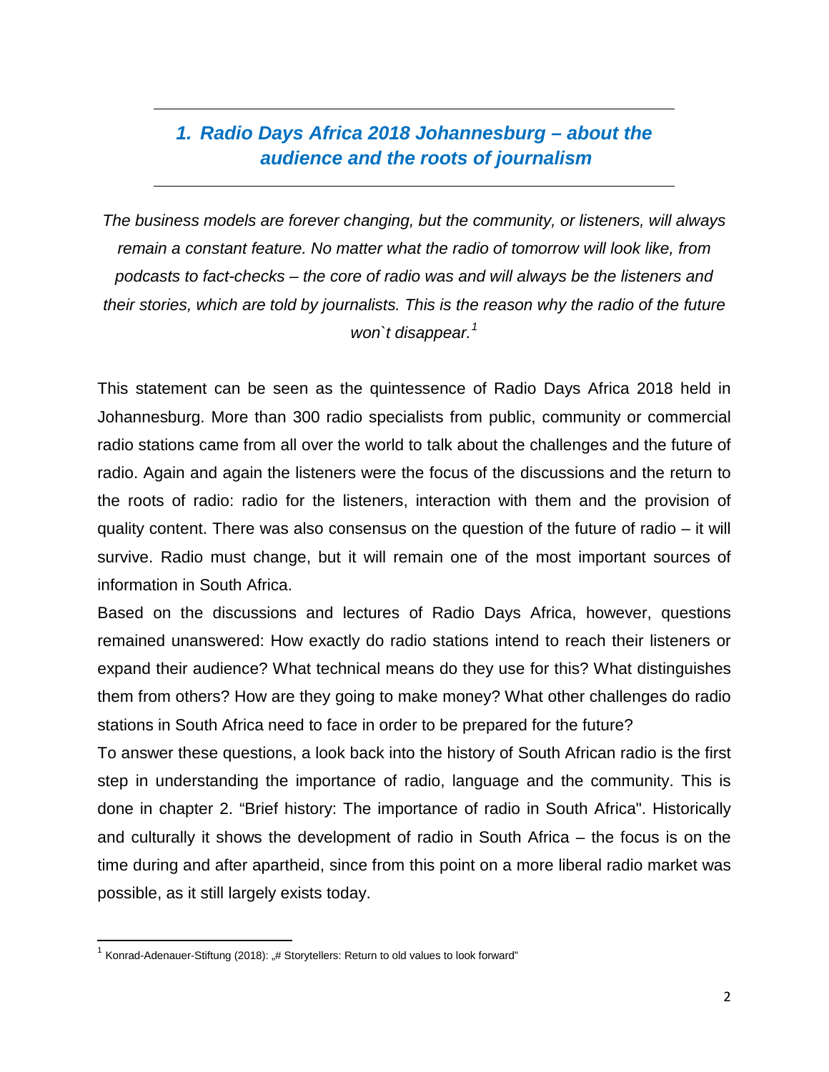## 1. Radio Days Africa 2018 Johannesburg – about the audience and the roots of journalism

*The business models are forever changing, but the community, or listeners, will always remain a constant feature. No matter what the radio of tomorrow will look like, from podcasts to fact-checks – the core of radio was and will always be the listeners and their stories, which are told by journalists. This is the reason why the radio of the future won`t disappear.*[1]

This statement can be seen as the quintessence of Radio Days Africa 2018 held in Johannesburg. More than 300 radio specialists from public, community or commercial radio stations came from all over the world to talk about the challenges and the future of radio. Again and again the listeners were the focus of the discussions and the return to the roots of radio: radio for the listeners, interaction with them and the provision of quality content. There was also consensus on the question of the future of radio – it will survive. Radio must change, but it will remain one of the most important sources of information in South Africa.

Based on the discussions and lectures of Radio Days Africa, however, questions remained unanswered: How exactly do radio stations intend to reach their listeners or expand their audience? What technical means do they use for this? What distinguishes them from others? How are they going to make money? What other challenges do radio stations in South Africa need to face in order to be prepared for the future?

To answer these questions, a look back into the history of South African radio is the first step in understanding the importance of radio, language and the community. This is done in chapter 2. “Brief history: The importance of radio in South Africa". Historically and culturally it shows the development of radio in South Africa – the focus is on the time during and after apartheid, since from this point on a more liberal radio market was possible, as it still largely exists today.

[1] Konrad-Adenauer-Stiftung (2018): „# Storytellers: Return to old values to look forward”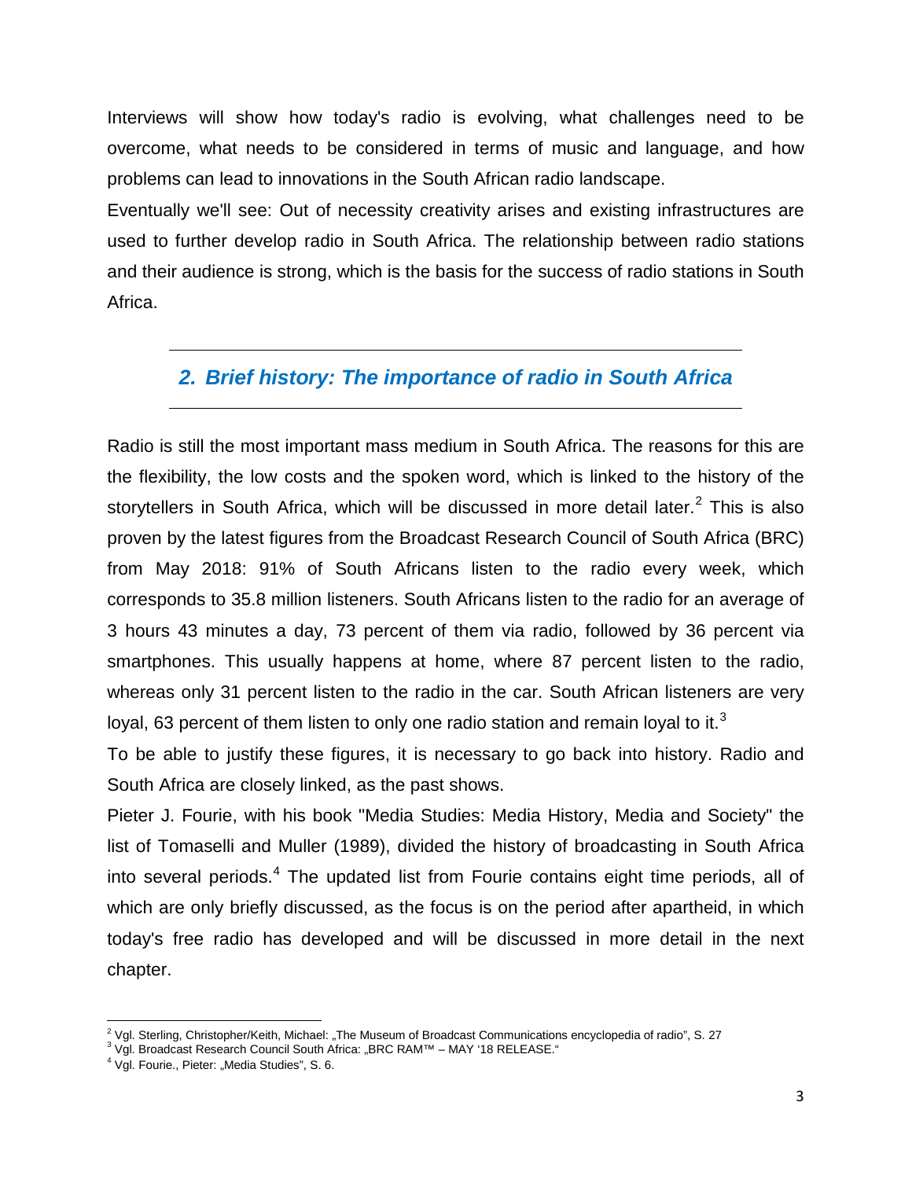Interviews will show how today's radio is evolving, what challenges need to be overcome, what needs to be considered in terms of music and language, and how problems can lead to innovations in the South African radio landscape.

Eventually we'll see: Out of necessity creativity arises and existing infrastructures are used to further develop radio in South Africa. The relationship between radio stations and their audience is strong, which is the basis for the success of radio stations in South Africa.

## 2. Brief history: The importance of radio in South Africa

Radio is still the most important mass medium in South Africa. The reasons for this are the flexibility, the low costs and the spoken word, which is linked to the history of the storytellers in South Africa, which will be discussed in more detail later.[2] This is also proven by the latest figures from the Broadcast Research Council of South Africa (BRC) from May 2018: 91% of South Africans listen to the radio every week, which corresponds to 35.8 million listeners. South Africans listen to the radio for an average of 3 hours 43 minutes a day, 73 percent of them via radio, followed by 36 percent via smartphones. This usually happens at home, where 87 percent listen to the radio, whereas only 31 percent listen to the radio in the car. South African listeners are very loyal, 63 percent of them listen to only one radio station and remain loyal to it.[3]

To be able to justify these figures, it is necessary to go back into history. Radio and South Africa are closely linked, as the past shows.

Pieter J. Fourie, with his book "Media Studies: Media History, Media and Society" the list of Tomaselli and Muller (1989), divided the history of broadcasting in South Africa into several periods.[4] The updated list from Fourie contains eight time periods, all of which are only briefly discussed, as the focus is on the period after apartheid, in which today's free radio has developed and will be discussed in more detail in the next chapter.

---

[2] Vgl. Sterling, Christopher/Keith, Michael: „The Museum of Broadcast Communications encyclopedia of radio", S. 27

[3] Vgl. Broadcast Research Council South Africa: „BRC RAM™ – MAY '18 RELEASE."

[4] Vgl. Fourie., Pieter: „Media Studies", S. 6.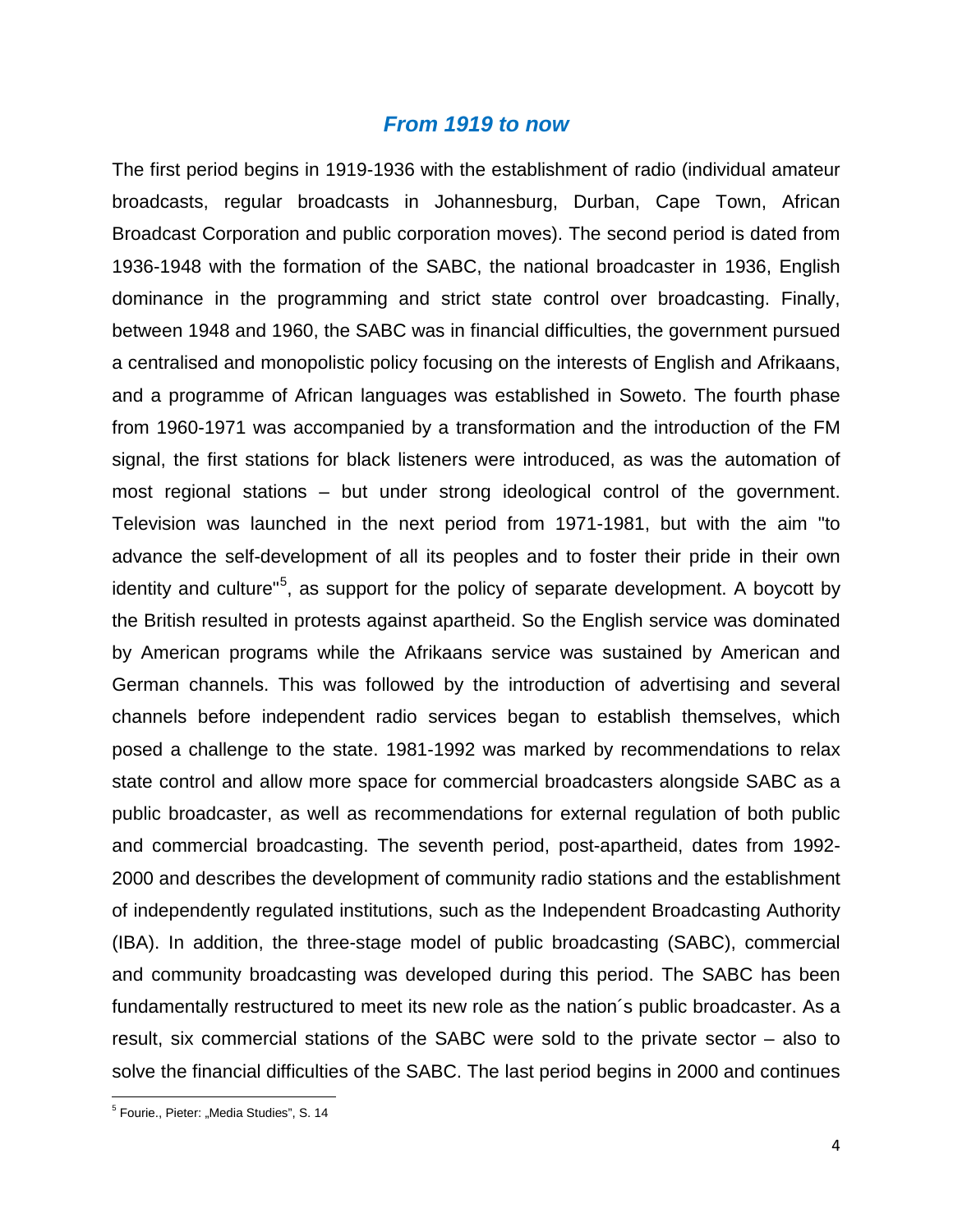## *From 1919 to now*

The first period begins in 1919-1936 with the establishment of radio (individual amateur broadcasts, regular broadcasts in Johannesburg, Durban, Cape Town, African Broadcast Corporation and public corporation moves). The second period is dated from 1936-1948 with the formation of the SABC, the national broadcaster in 1936, English dominance in the programming and strict state control over broadcasting. Finally, between 1948 and 1960, the SABC was in financial difficulties, the government pursued a centralised and monopolistic policy focusing on the interests of English and Afrikaans, and a programme of African languages was established in Soweto. The fourth phase from 1960-1971 was accompanied by a transformation and the introduction of the FM signal, the first stations for black listeners were introduced, as was the automation of most regional stations – but under strong ideological control of the government. Television was launched in the next period from 1971-1981, but with the aim "to advance the self-development of all its peoples and to foster their pride in their own identity and culture"[5], as support for the policy of separate development. A boycott by the British resulted in protests against apartheid. So the English service was dominated by American programs while the Afrikaans service was sustained by American and German channels. This was followed by the introduction of advertising and several channels before independent radio services began to establish themselves, which posed a challenge to the state. 1981-1992 was marked by recommendations to relax state control and allow more space for commercial broadcasters alongside SABC as a public broadcaster, as well as recommendations for external regulation of both public and commercial broadcasting. The seventh period, post-apartheid, dates from 1992-2000 and describes the development of community radio stations and the establishment of independently regulated institutions, such as the Independent Broadcasting Authority (IBA). In addition, the three-stage model of public broadcasting (SABC), commercial and community broadcasting was developed during this period. The SABC has been fundamentally restructured to meet its new role as the nation´s public broadcaster. As a result, six commercial stations of the SABC were sold to the private sector – also to solve the financial difficulties of the SABC. The last period begins in 2000 and continues

[5] Fourie., Pieter: „Media Studies", S. 14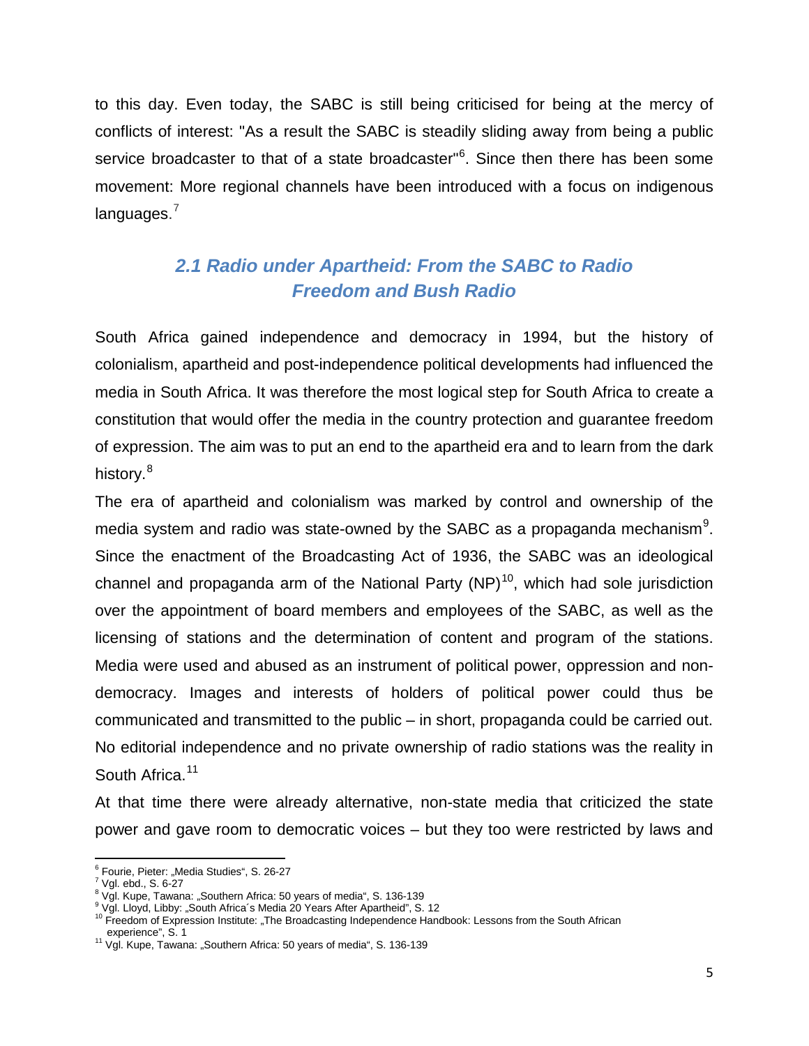to this day. Even today, the SABC is still being criticised for being at the mercy of conflicts of interest: "As a result the SABC is steadily sliding away from being a public service broadcaster to that of a state broadcaster"[6]. Since then there has been some movement: More regional channels have been introduced with a focus on indigenous languages.[7]

## *2.1 Radio under Apartheid: From the SABC to Radio Freedom and Bush Radio*

South Africa gained independence and democracy in 1994, but the history of colonialism, apartheid and post-independence political developments had influenced the media in South Africa. It was therefore the most logical step for South Africa to create a constitution that would offer the media in the country protection and guarantee freedom of expression. The aim was to put an end to the apartheid era and to learn from the dark history.[8]

The era of apartheid and colonialism was marked by control and ownership of the media system and radio was state-owned by the SABC as a propaganda mechanism[9]. Since the enactment of the Broadcasting Act of 1936, the SABC was an ideological channel and propaganda arm of the National Party (NP)[10], which had sole jurisdiction over the appointment of board members and employees of the SABC, as well as the licensing of stations and the determination of content and program of the stations. Media were used and abused as an instrument of political power, oppression and non-democracy. Images and interests of holders of political power could thus be communicated and transmitted to the public – in short, propaganda could be carried out. No editorial independence and no private ownership of radio stations was the reality in South Africa.[11]

At that time there were already alternative, non-state media that criticized the state power and gave room to democratic voices – but they too were restricted by laws and

---

[6] Fourie, Pieter: „Media Studies", S. 26-27
[7] Vgl. ebd., S. 6-27
[8] Vgl. Kupe, Tawana: „Southern Africa: 50 years of media", S. 136-139
[9] Vgl. Lloyd, Libby: „South Africa´s Media 20 Years After Apartheid", S. 12
[10] Freedom of Expression Institute: „The Broadcasting Independence Handbook: Lessons from the South African experience", S. 1
[11] Vgl. Kupe, Tawana: „Southern Africa: 50 years of media", S. 136-139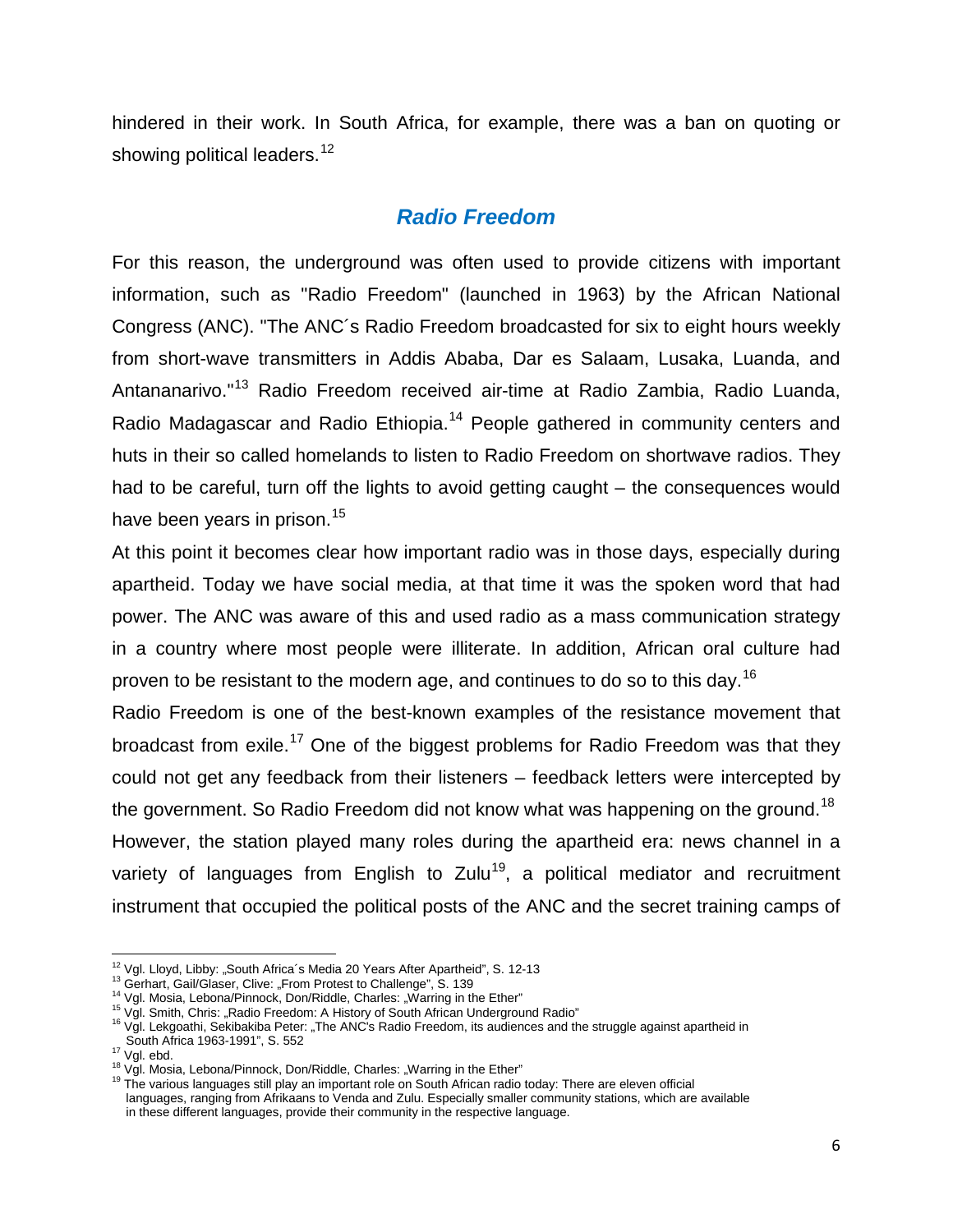hindered in their work. In South Africa, for example, there was a ban on quoting or showing political leaders.[12]

## *Radio Freedom*

For this reason, the underground was often used to provide citizens with important information, such as "Radio Freedom" (launched in 1963) by the African National Congress (ANC). "The ANC´s Radio Freedom broadcasted for six to eight hours weekly from short-wave transmitters in Addis Ababa, Dar es Salaam, Lusaka, Luanda, and Antananarivo."[13] Radio Freedom received air-time at Radio Zambia, Radio Luanda, Radio Madagascar and Radio Ethiopia.[14] People gathered in community centers and huts in their so called homelands to listen to Radio Freedom on shortwave radios. They had to be careful, turn off the lights to avoid getting caught – the consequences would have been years in prison.[15]

At this point it becomes clear how important radio was in those days, especially during apartheid. Today we have social media, at that time it was the spoken word that had power. The ANC was aware of this and used radio as a mass communication strategy in a country where most people were illiterate. In addition, African oral culture had proven to be resistant to the modern age, and continues to do so to this day.[16]

Radio Freedom is one of the best-known examples of the resistance movement that broadcast from exile.[17] One of the biggest problems for Radio Freedom was that they could not get any feedback from their listeners – feedback letters were intercepted by the government. So Radio Freedom did not know what was happening on the ground.[18]

However, the station played many roles during the apartheid era: news channel in a variety of languages from English to Zulu[19], a political mediator and recruitment instrument that occupied the political posts of the ANC and the secret training camps of

---

[12] Vgl. Lloyd, Libby: „South Africa´s Media 20 Years After Apartheid", S. 12-13

[13] Gerhart, Gail/Glaser, Clive: „From Protest to Challenge", S. 139

[14] Vgl. Mosia, Lebona/Pinnock, Don/Riddle, Charles: „Warring in the Ether"

[15] Vgl. Smith, Chris: „Radio Freedom: A History of South African Underground Radio"

[16] Vgl. Lekgoathi, Sekibakiba Peter: „The ANC's Radio Freedom, its audiences and the struggle against apartheid in South Africa 1963-1991", S. 552

[17] Vgl. ebd.

[18] Vgl. Mosia, Lebona/Pinnock, Don/Riddle, Charles: „Warring in the Ether"

[19] The various languages still play an important role on South African radio today: There are eleven official languages, ranging from Afrikaans to Venda and Zulu. Especially smaller community stations, which are available in these different languages, provide their community in the respective language.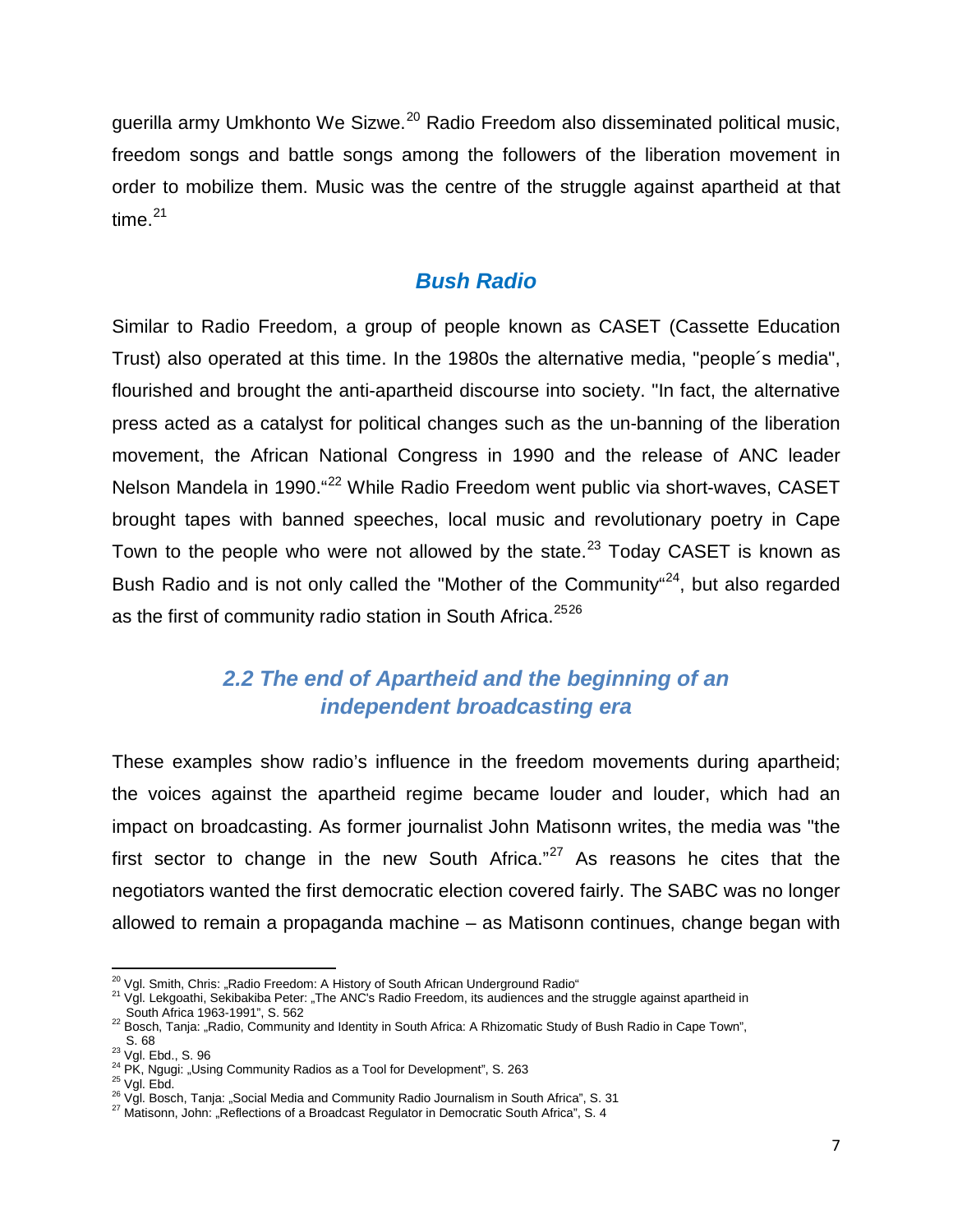guerilla army Umkhonto We Sizwe.[20] Radio Freedom also disseminated political music, freedom songs and battle songs among the followers of the liberation movement in order to mobilize them. Music was the centre of the struggle against apartheid at that time.[21]

### *Bush Radio*

Similar to Radio Freedom, a group of people known as CASET (Cassette Education Trust) also operated at this time. In the 1980s the alternative media, "people´s media", flourished and brought the anti-apartheid discourse into society. "In fact, the alternative press acted as a catalyst for political changes such as the un-banning of the liberation movement, the African National Congress in 1990 and the release of ANC leader Nelson Mandela in 1990."[22] While Radio Freedom went public via short-waves, CASET brought tapes with banned speeches, local music and revolutionary poetry in Cape Town to the people who were not allowed by the state.[23] Today CASET is known as Bush Radio and is not only called the "Mother of the Community"[24], but also regarded as the first of community radio station in South Africa.[25][26]

## *2.2 The end of Apartheid and the beginning of an independent broadcasting era*

These examples show radio's influence in the freedom movements during apartheid; the voices against the apartheid regime became louder and louder, which had an impact on broadcasting. As former journalist John Matisonn writes, the media was "the first sector to change in the new South Africa."[27] As reasons he cites that the negotiators wanted the first democratic election covered fairly. The SABC was no longer allowed to remain a propaganda machine – as Matisonn continues, change began with

---

[20] Vgl. Smith, Chris: „Radio Freedom: A History of South African Underground Radio"

[21] Vgl. Lekgoathi, Sekibakiba Peter: „The ANC's Radio Freedom, its audiences and the struggle against apartheid in South Africa 1963-1991", S. 562

[22] Bosch, Tanja: „Radio, Community and Identity in South Africa: A Rhizomatic Study of Bush Radio in Cape Town", S. 68

[23] Vgl. Ebd., S. 96

[24] PK, Ngugi: „Using Community Radios as a Tool for Development", S. 263

[25] Vgl. Ebd.

[26] Vgl. Bosch, Tanja: „Social Media and Community Radio Journalism in South Africa", S. 31

[27] Matisonn, John: „Reflections of a Broadcast Regulator in Democratic South Africa", S. 4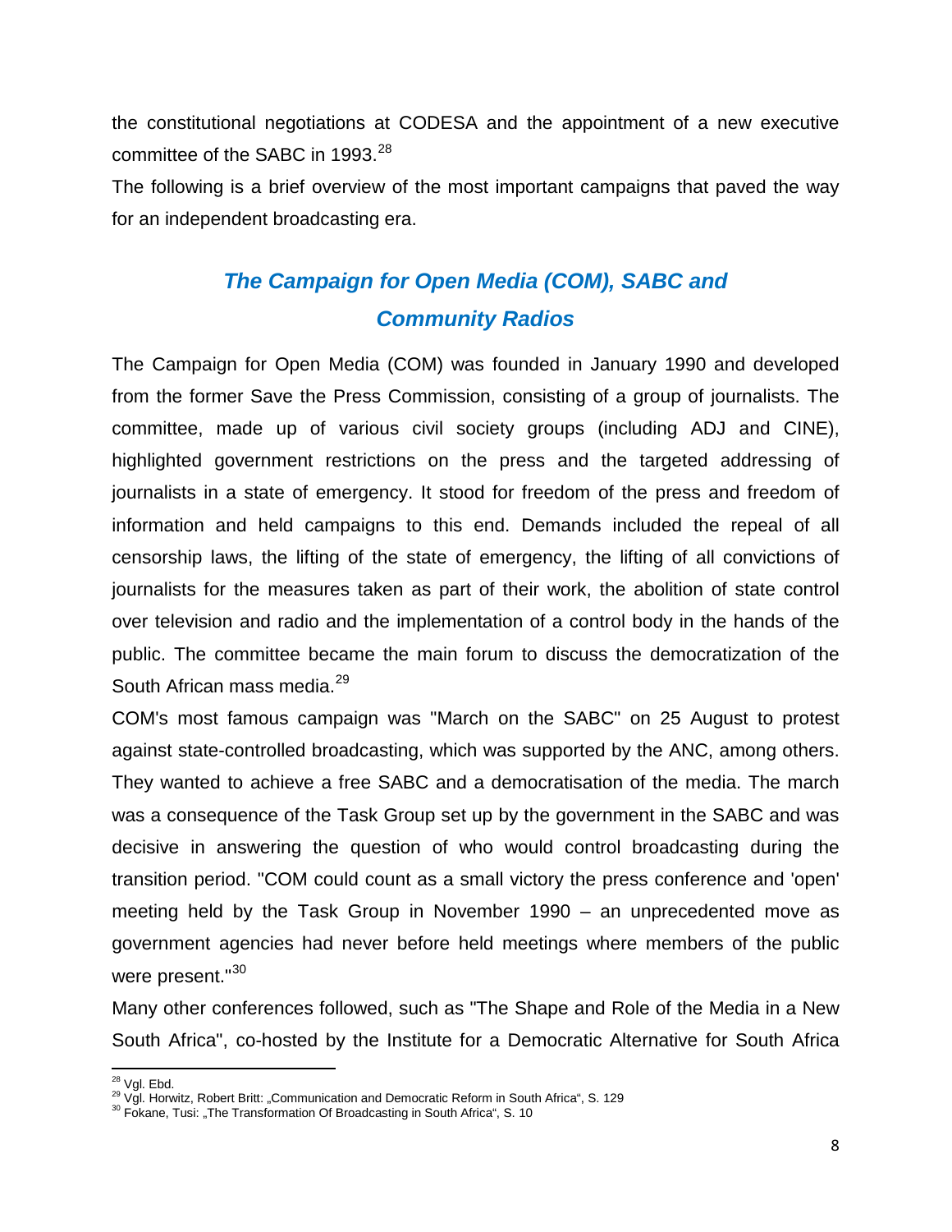the constitutional negotiations at CODESA and the appointment of a new executive committee of the SABC in 1993.[28]

The following is a brief overview of the most important campaigns that paved the way for an independent broadcasting era.

## *The Campaign for Open Media (COM), SABC and Community Radios*

The Campaign for Open Media (COM) was founded in January 1990 and developed from the former Save the Press Commission, consisting of a group of journalists. The committee, made up of various civil society groups (including ADJ and CINE), highlighted government restrictions on the press and the targeted addressing of journalists in a state of emergency. It stood for freedom of the press and freedom of information and held campaigns to this end. Demands included the repeal of all censorship laws, the lifting of the state of emergency, the lifting of all convictions of journalists for the measures taken as part of their work, the abolition of state control over television and radio and the implementation of a control body in the hands of the public. The committee became the main forum to discuss the democratization of the South African mass media.[29]

COM's most famous campaign was "March on the SABC" on 25 August to protest against state-controlled broadcasting, which was supported by the ANC, among others. They wanted to achieve a free SABC and a democratisation of the media. The march was a consequence of the Task Group set up by the government in the SABC and was decisive in answering the question of who would control broadcasting during the transition period. "COM could count as a small victory the press conference and 'open' meeting held by the Task Group in November 1990 – an unprecedented move as government agencies had never before held meetings where members of the public were present."[30]

Many other conferences followed, such as "The Shape and Role of the Media in a New South Africa", co-hosted by the Institute for a Democratic Alternative for South Africa

---

[28] Vgl. Ebd.

[29] Vgl. Horwitz, Robert Britt: „Communication and Democratic Reform in South Africa", S. 129

[30] Fokane, Tusi: „The Transformation Of Broadcasting in South Africa", S. 10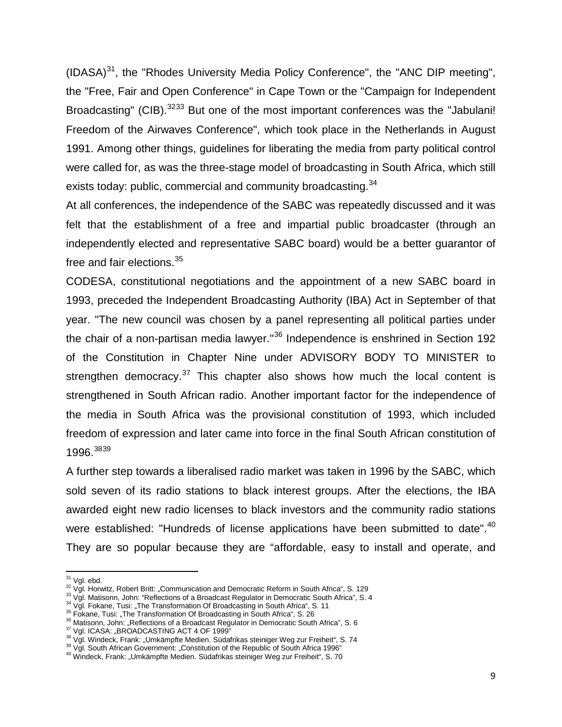(IDASA)[31], the "Rhodes University Media Policy Conference", the "ANC DIP meeting", the "Free, Fair and Open Conference" in Cape Town or the "Campaign for Independent Broadcasting" (CIB).[32][33] But one of the most important conferences was the "Jabulani! Freedom of the Airwaves Conference", which took place in the Netherlands in August 1991. Among other things, guidelines for liberating the media from party political control were called for, as was the three-stage model of broadcasting in South Africa, which still exists today: public, commercial and community broadcasting.[34]

At all conferences, the independence of the SABC was repeatedly discussed and it was felt that the establishment of a free and impartial public broadcaster (through an independently elected and representative SABC board) would be a better guarantor of free and fair elections.[35]

CODESA, constitutional negotiations and the appointment of a new SABC board in 1993, preceded the Independent Broadcasting Authority (IBA) Act in September of that year. "The new council was chosen by a panel representing all political parties under the chair of a non-partisan media lawyer."[36] Independence is enshrined in Section 192 of the Constitution in Chapter Nine under ADVISORY BODY TO MINISTER to strengthen democracy.[37] This chapter also shows how much the local content is strengthened in South African radio. Another important factor for the independence of the media in South Africa was the provisional constitution of 1993, which included freedom of expression and later came into force in the final South African constitution of 1996.[38][39]

A further step towards a liberalised radio market was taken in 1996 by the SABC, which sold seven of its radio stations to black interest groups. After the elections, the IBA awarded eight new radio licenses to black investors and the community radio stations were established: "Hundreds of license applications have been submitted to date".[40] They are so popular because they are "affordable, easy to install and operate, and

---

[31] Vgl. ebd.
[32] Vgl. Horwitz, Robert Britt: „Communication and Democratic Reform in South Africa", S. 129
[33] Vgl. Matisonn, John: "Reflections of a Broadcast Regulator in Democratic South Africa", S. 4
[34] Vgl. Fokane, Tusi: „The Transformation Of Broadcasting in South Africa", S. 11
[35] Fokane, Tusi: „The Transformation Of Broadcasting in South Africa", S. 26
[36] Matisonn, John: „Reflections of a Broadcast Regulator in Democratic South Africa", S. 6
[37] Vgl. ICASA: „BROADCASTING ACT 4 OF 1999"
[38] Vgl. Windeck, Frank: „Umkämpfte Medien. Südafrikas steiniger Weg zur Freiheit", S. 74
[39] Vgl. South African Government: „Constitution of the Republic of South Africa 1996"
[40] Windeck, Frank: „Umkämpfte Medien. Südafrikas steiniger Weg zur Freiheit", S. 70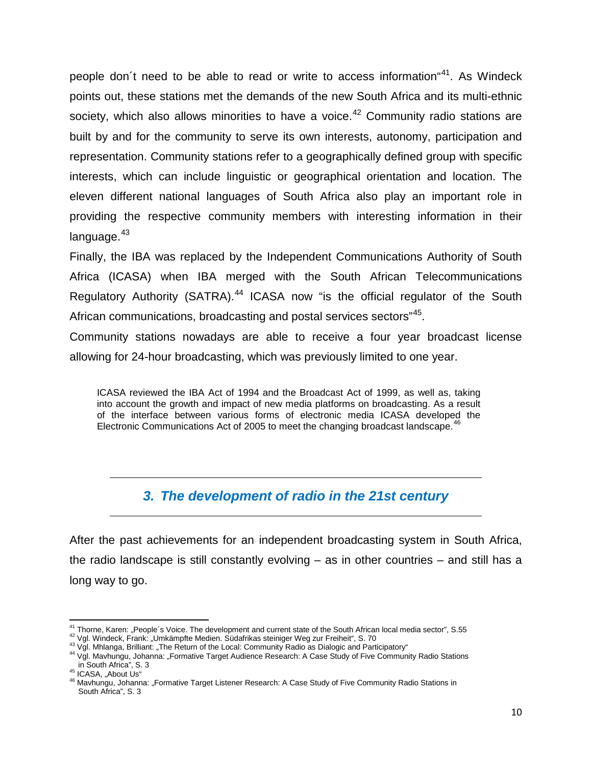people don´t need to be able to read or write to access information"[41]. As Windeck points out, these stations met the demands of the new South Africa and its multi-ethnic society, which also allows minorities to have a voice.[42] Community radio stations are built by and for the community to serve its own interests, autonomy, participation and representation. Community stations refer to a geographically defined group with specific interests, which can include linguistic or geographical orientation and location. The eleven different national languages of South Africa also play an important role in providing the respective community members with interesting information in their language.[43]

Finally, the IBA was replaced by the Independent Communications Authority of South Africa (ICASA) when IBA merged with the South African Telecommunications Regulatory Authority (SATRA).[44] ICASA now "is the official regulator of the South African communications, broadcasting and postal services sectors"[45].

Community stations nowadays are able to receive a four year broadcast license allowing for 24-hour broadcasting, which was previously limited to one year.

> ICASA reviewed the IBA Act of 1994 and the Broadcast Act of 1999, as well as, taking into account the growth and impact of new media platforms on broadcasting. As a result of the interface between various forms of electronic media ICASA developed the Electronic Communications Act of 2005 to meet the changing broadcast landscape.[46]

## *3. The development of radio in the 21st century*

After the past achievements for an independent broadcasting system in South Africa, the radio landscape is still constantly evolving – as in other countries – and still has a long way to go.

---

[41] Thorne, Karen: „People´s Voice. The development and current state of the South African local media sector", S.55
[42] Vgl. Windeck, Frank: „Umkämpfte Medien. Südafrikas steiniger Weg zur Freiheit", S. 70
[43] Vgl. Mhlanga, Brilliant: „The Return of the Local: Community Radio as Dialogic and Participatory"
[44] Vgl. Mavhungu, Johanna: „Formative Target Audience Research: A Case Study of Five Community Radio Stations in South Africa", S. 3
[45] ICASA, „About Us"
[46] Mavhungu, Johanna: „Formative Target Listener Research: A Case Study of Five Community Radio Stations in South Africa", S. 3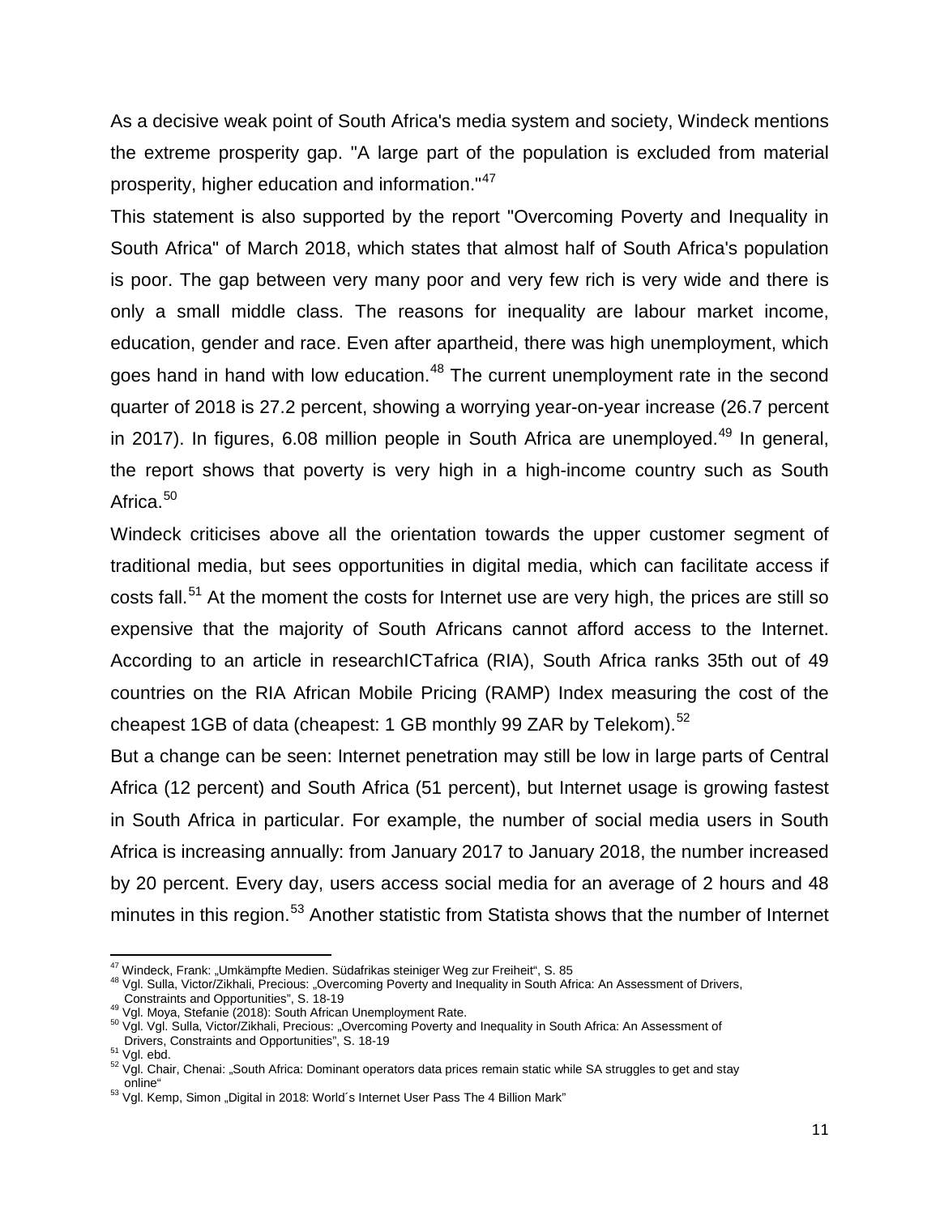As a decisive weak point of South Africa's media system and society, Windeck mentions the extreme prosperity gap. "A large part of the population is excluded from material prosperity, higher education and information."[47]

This statement is also supported by the report "Overcoming Poverty and Inequality in South Africa" of March 2018, which states that almost half of South Africa's population is poor. The gap between very many poor and very few rich is very wide and there is only a small middle class. The reasons for inequality are labour market income, education, gender and race. Even after apartheid, there was high unemployment, which goes hand in hand with low education.[48] The current unemployment rate in the second quarter of 2018 is 27.2 percent, showing a worrying year-on-year increase (26.7 percent in 2017). In figures, 6.08 million people in South Africa are unemployed.[49] In general, the report shows that poverty is very high in a high-income country such as South Africa.[50]

Windeck criticises above all the orientation towards the upper customer segment of traditional media, but sees opportunities in digital media, which can facilitate access if costs fall.[51] At the moment the costs for Internet use are very high, the prices are still so expensive that the majority of South Africans cannot afford access to the Internet. According to an article in researchICTafrica (RIA), South Africa ranks 35th out of 49 countries on the RIA African Mobile Pricing (RAMP) Index measuring the cost of the cheapest 1GB of data (cheapest: 1 GB monthly 99 ZAR by Telekom).[52]

But a change can be seen: Internet penetration may still be low in large parts of Central Africa (12 percent) and South Africa (51 percent), but Internet usage is growing fastest in South Africa in particular. For example, the number of social media users in South Africa is increasing annually: from January 2017 to January 2018, the number increased by 20 percent. Every day, users access social media for an average of 2 hours and 48 minutes in this region.[53] Another statistic from Statista shows that the number of Internet

---

[47] Windeck, Frank: „Umkämpfte Medien. Südafrikas steiniger Weg zur Freiheit", S. 85

[48] Vgl. Sulla, Victor/Zikhali, Precious: „Overcoming Poverty and Inequality in South Africa: An Assessment of Drivers, Constraints and Opportunities", S. 18-19

[49] Vgl. Moya, Stefanie (2018): South African Unemployment Rate.

[50] Vgl. Vgl. Sulla, Victor/Zikhali, Precious: „Overcoming Poverty and Inequality in South Africa: An Assessment of Drivers, Constraints and Opportunities", S. 18-19

[51] Vgl. ebd.

[52] Vgl. Chair, Chenai: „South Africa: Dominant operators data prices remain static while SA struggles to get and stay online"

[53] Vgl. Kemp, Simon „Digital in 2018: World´s Internet User Pass The 4 Billion Mark"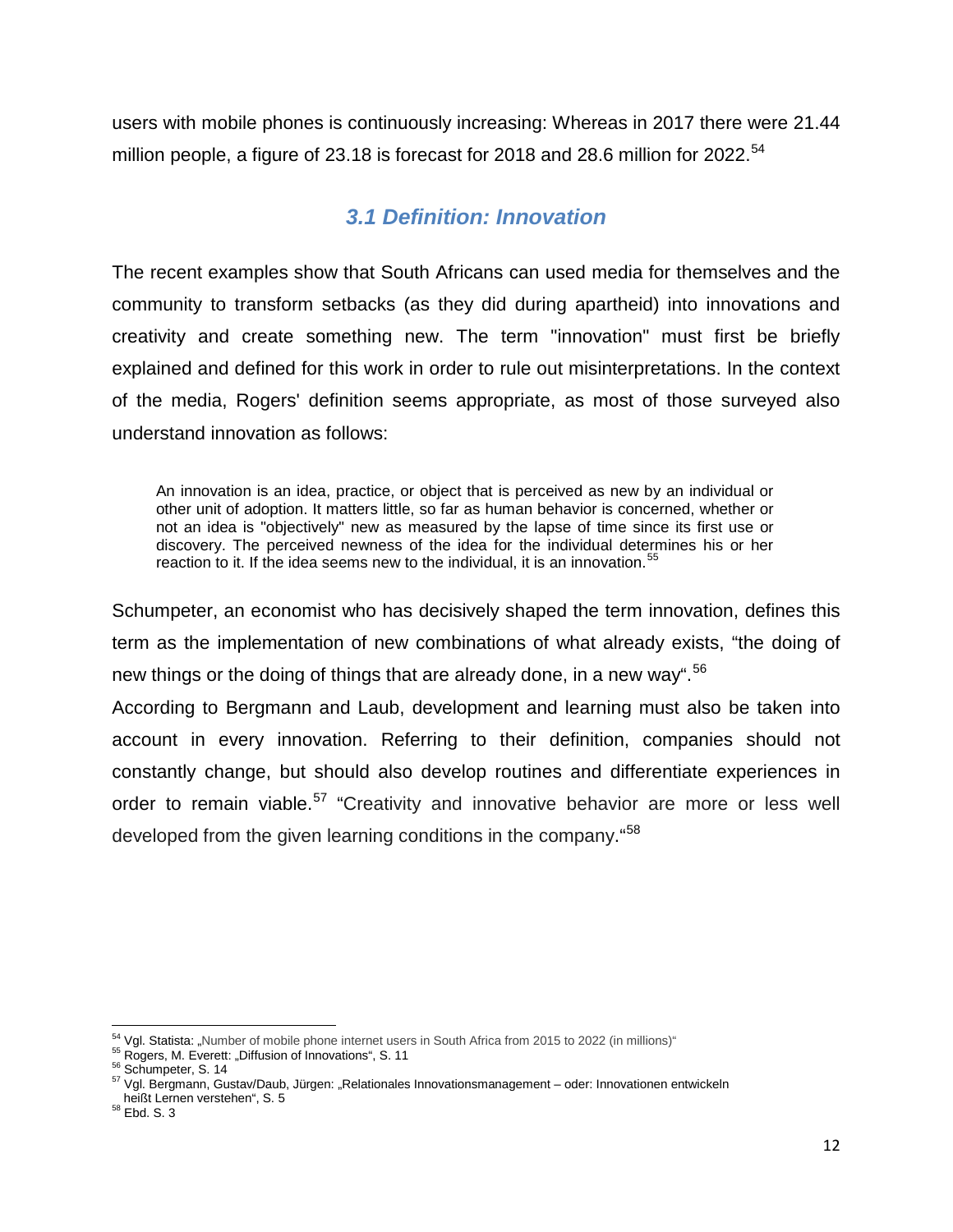users with mobile phones is continuously increasing: Whereas in 2017 there were 21.44 million people, a figure of 23.18 is forecast for 2018 and 28.6 million for 2022.[54]

### *3.1 Definition: Innovation*

The recent examples show that South Africans can used media for themselves and the community to transform setbacks (as they did during apartheid) into innovations and creativity and create something new. The term "innovation" must first be briefly explained and defined for this work in order to rule out misinterpretations. In the context of the media, Rogers' definition seems appropriate, as most of those surveyed also understand innovation as follows:

> An innovation is an idea, practice, or object that is perceived as new by an individual or other unit of adoption. It matters little, so far as human behavior is concerned, whether or not an idea is "objectively" new as measured by the lapse of time since its first use or discovery. The perceived newness of the idea for the individual determines his or her reaction to it. If the idea seems new to the individual, it is an innovation.[55]

Schumpeter, an economist who has decisively shaped the term innovation, defines this term as the implementation of new combinations of what already exists, "the doing of new things or the doing of things that are already done, in a new way".[56]

According to Bergmann and Laub, development and learning must also be taken into account in every innovation. Referring to their definition, companies should not constantly change, but should also develop routines and differentiate experiences in order to remain viable.[57] "Creativity and innovative behavior are more or less well developed from the given learning conditions in the company."[58]

---

[54] Vgl. Statista: „Number of mobile phone internet users in South Africa from 2015 to 2022 (in millions)"

[55] Rogers, M. Everett: „Diffusion of Innovations", S. 11

[56] Schumpeter, S. 14

[57] Vgl. Bergmann, Gustav/Daub, Jürgen: „Relationales Innovationsmanagement – oder: Innovationen entwickeln heißt Lernen verstehen", S. 5

[58] Ebd. S. 3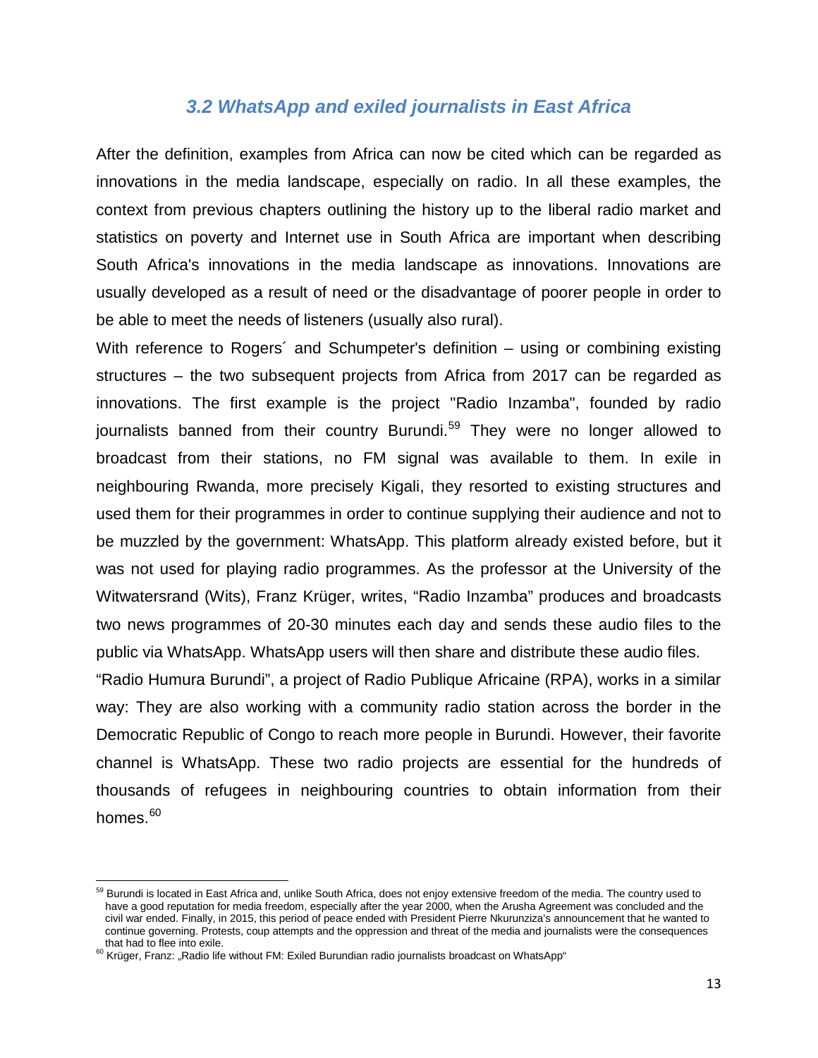### *3.2 WhatsApp and exiled journalists in East Africa*

After the definition, examples from Africa can now be cited which can be regarded as innovations in the media landscape, especially on radio. In all these examples, the context from previous chapters outlining the history up to the liberal radio market and statistics on poverty and Internet use in South Africa are important when describing South Africa's innovations in the media landscape as innovations. Innovations are usually developed as a result of need or the disadvantage of poorer people in order to be able to meet the needs of listeners (usually also rural).

With reference to Rogers´ and Schumpeter's definition – using or combining existing structures – the two subsequent projects from Africa from 2017 can be regarded as innovations. The first example is the project "Radio Inzamba", founded by radio journalists banned from their country Burundi.[59] They were no longer allowed to broadcast from their stations, no FM signal was available to them. In exile in neighbouring Rwanda, more precisely Kigali, they resorted to existing structures and used them for their programmes in order to continue supplying their audience and not to be muzzled by the government: WhatsApp. This platform already existed before, but it was not used for playing radio programmes. As the professor at the University of the Witwatersrand (Wits), Franz Krüger, writes, "Radio Inzamba" produces and broadcasts two news programmes of 20-30 minutes each day and sends these audio files to the public via WhatsApp. WhatsApp users will then share and distribute these audio files.

"Radio Humura Burundi", a project of Radio Publique Africaine (RPA), works in a similar way: They are also working with a community radio station across the border in the Democratic Republic of Congo to reach more people in Burundi. However, their favorite channel is WhatsApp. These two radio projects are essential for the hundreds of thousands of refugees in neighbouring countries to obtain information from their homes.[60]

---

[59] Burundi is located in East Africa and, unlike South Africa, does not enjoy extensive freedom of the media. The country used to have a good reputation for media freedom, especially after the year 2000, when the Arusha Agreement was concluded and the civil war ended. Finally, in 2015, this period of peace ended with President Pierre Nkurunziza's announcement that he wanted to continue governing. Protests, coup attempts and the oppression and threat of the media and journalists were the consequences that had to flee into exile.

[60] Krüger, Franz: „Radio life without FM: Exiled Burundian radio journalists broadcast on WhatsApp"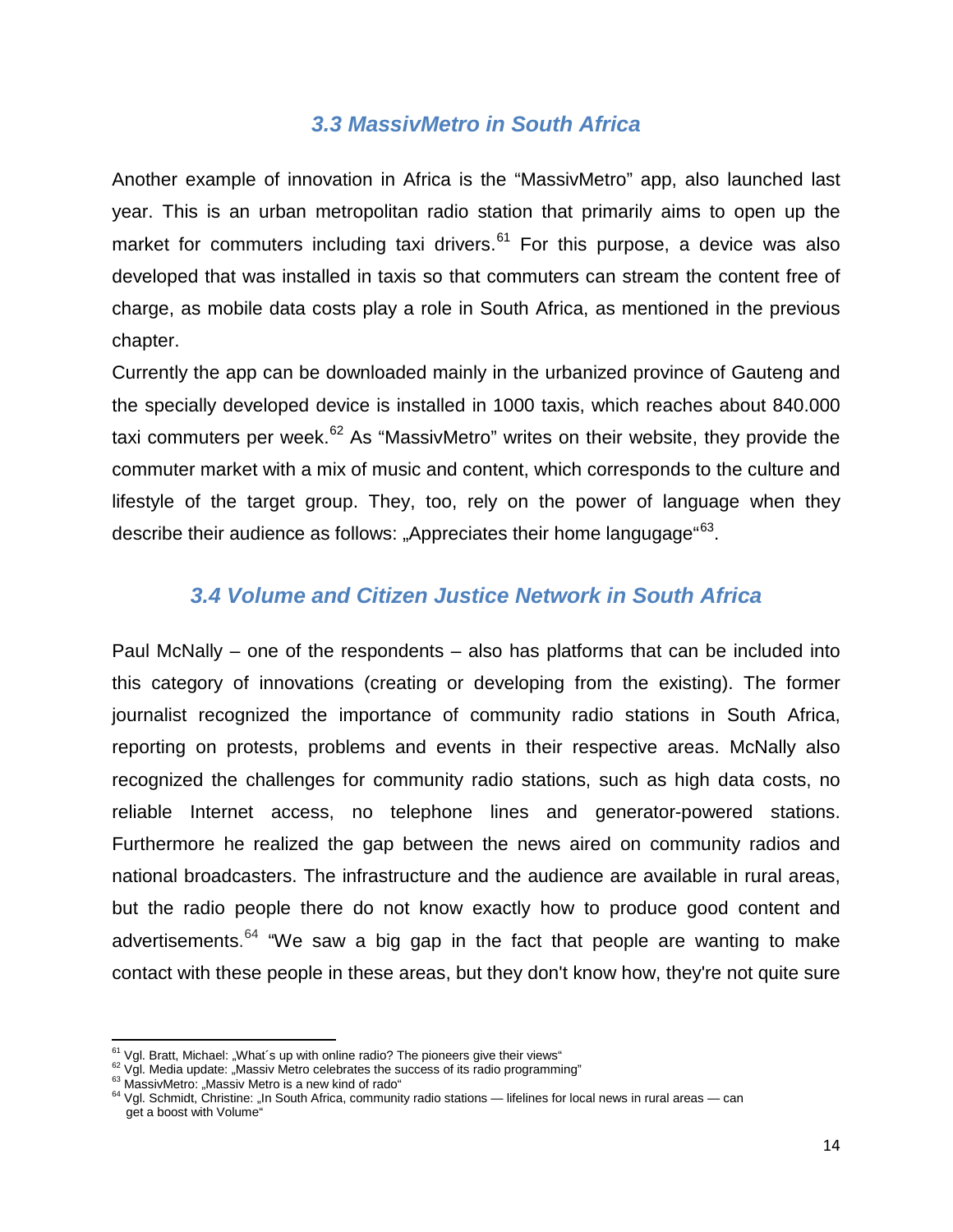### *3.3 MassivMetro in South Africa*

Another example of innovation in Africa is the "MassivMetro" app, also launched last year. This is an urban metropolitan radio station that primarily aims to open up the market for commuters including taxi drivers.[61] For this purpose, a device was also developed that was installed in taxis so that commuters can stream the content free of charge, as mobile data costs play a role in South Africa, as mentioned in the previous chapter.

Currently the app can be downloaded mainly in the urbanized province of Gauteng and the specially developed device is installed in 1000 taxis, which reaches about 840.000 taxi commuters per week.[62] As "MassivMetro" writes on their website, they provide the commuter market with a mix of music and content, which corresponds to the culture and lifestyle of the target group. They, too, rely on the power of language when they describe their audience as follows: „Appreciates their home langugage"[63].

### *3.4 Volume and Citizen Justice Network in South Africa*

Paul McNally – one of the respondents – also has platforms that can be included into this category of innovations (creating or developing from the existing). The former journalist recognized the importance of community radio stations in South Africa, reporting on protests, problems and events in their respective areas. McNally also recognized the challenges for community radio stations, such as high data costs, no reliable Internet access, no telephone lines and generator-powered stations. Furthermore he realized the gap between the news aired on community radios and national broadcasters. The infrastructure and the audience are available in rural areas, but the radio people there do not know exactly how to produce good content and advertisements.[64] "We saw a big gap in the fact that people are wanting to make contact with these people in these areas, but they don't know how, they're not quite sure

---

[61] Vgl. Bratt, Michael: „What´s up with online radio? The pioneers give their views"
[62] Vgl. Media update: „Massiv Metro celebrates the success of its radio programming"
[63] MassivMetro: „Massiv Metro is a new kind of rado"
[64] Vgl. Schmidt, Christine: „In South Africa, community radio stations — lifelines for local news in rural areas — can get a boost with Volume"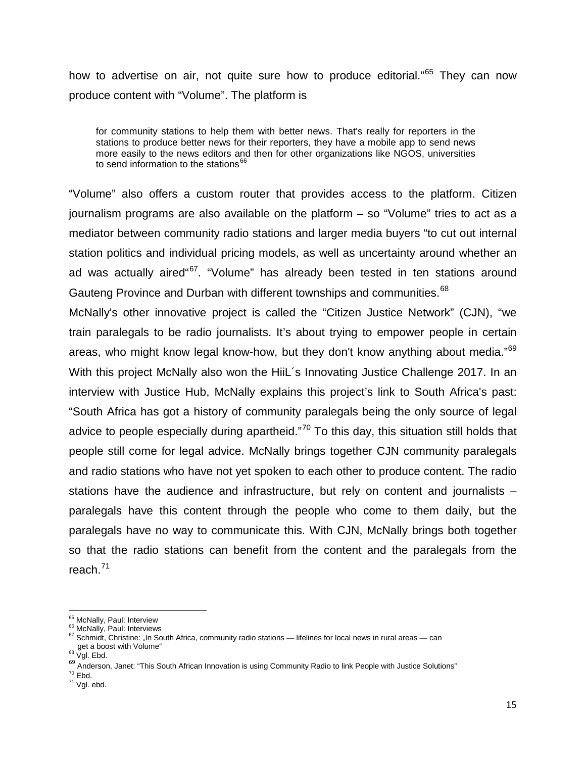how to advertise on air, not quite sure how to produce editorial."[65] They can now produce content with "Volume". The platform is

> for community stations to help them with better news. That's really for reporters in the stations to produce better news for their reporters, they have a mobile app to send news more easily to the news editors and then for other organizations like NGOS, universities to send information to the stations[66]

"Volume" also offers a custom router that provides access to the platform. Citizen journalism programs are also available on the platform – so "Volume" tries to act as a mediator between community radio stations and larger media buyers "to cut out internal station politics and individual pricing models, as well as uncertainty around whether an ad was actually aired"[67]. "Volume" has already been tested in ten stations around Gauteng Province and Durban with different townships and communities.[68]

McNally's other innovative project is called the "Citizen Justice Network" (CJN), "we train paralegals to be radio journalists. It's about trying to empower people in certain areas, who might know legal know-how, but they don't know anything about media."[69] With this project McNally also won the HiiL´s Innovating Justice Challenge 2017. In an interview with Justice Hub, McNally explains this project's link to South Africa's past: "South Africa has got a history of community paralegals being the only source of legal advice to people especially during apartheid."[70] To this day, this situation still holds that people still come for legal advice. McNally brings together CJN community paralegals and radio stations who have not yet spoken to each other to produce content. The radio stations have the audience and infrastructure, but rely on content and journalists – paralegals have this content through the people who come to them daily, but the paralegals have no way to communicate this. With CJN, McNally brings both together so that the radio stations can benefit from the content and the paralegals from the reach.[71]

---

[65] McNally, Paul: Interview
[66] McNally, Paul: Interviews
[67] Schmidt, Christine: „In South Africa, community radio stations — lifelines for local news in rural areas — can get a boost with Volume"
[68] Vgl. Ebd.
[69] Anderson, Janet: "This South African Innovation is using Community Radio to link People with Justice Solutions"
[70] Ebd.
[71] Vgl. ebd.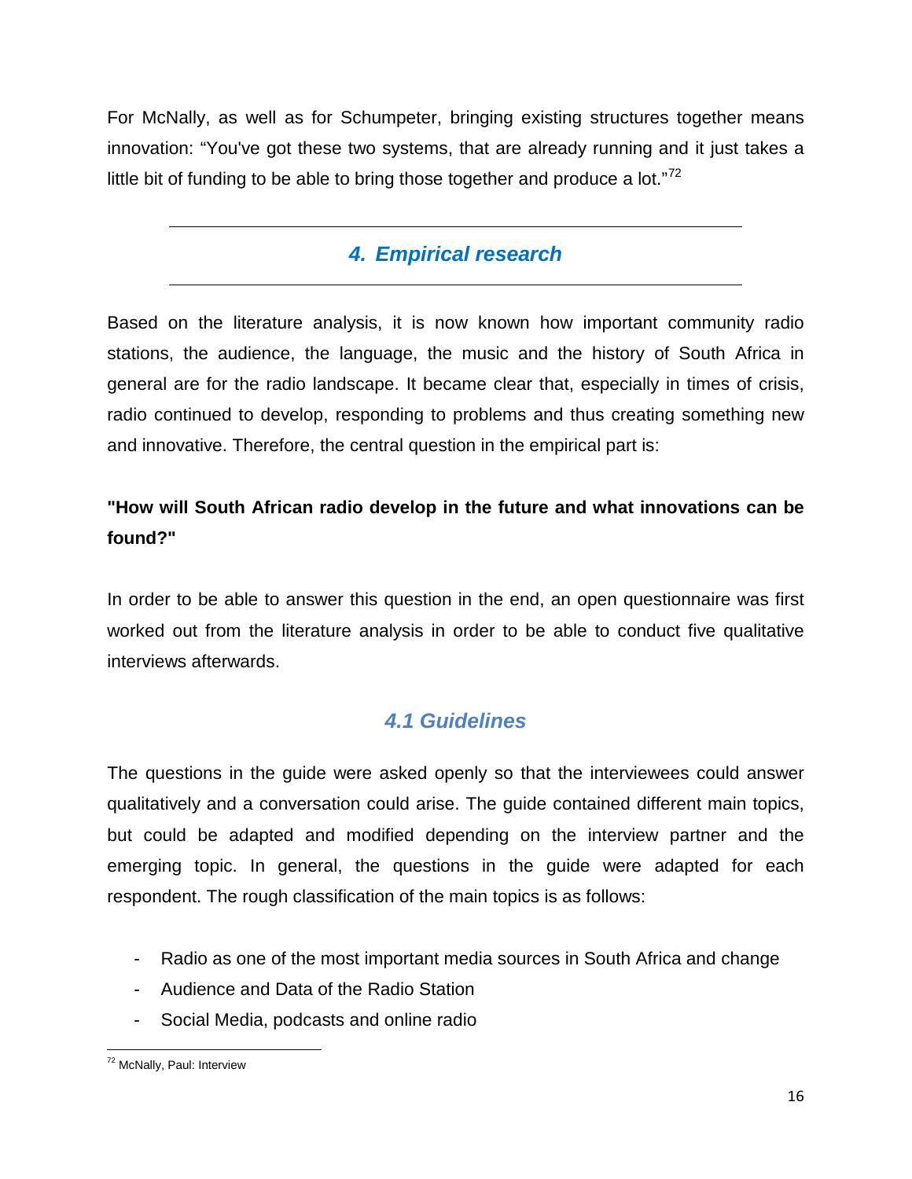For McNally, as well as for Schumpeter, bringing existing structures together means innovation: "You've got these two systems, that are already running and it just takes a little bit of funding to be able to bring those together and produce a lot."[72]

# 4. Empirical research

Based on the literature analysis, it is now known how important community radio stations, the audience, the language, the music and the history of South Africa in general are for the radio landscape. It became clear that, especially in times of crisis, radio continued to develop, responding to problems and thus creating something new and innovative. Therefore, the central question in the empirical part is:

**"How will South African radio develop in the future and what innovations can be found?"**

In order to be able to answer this question in the end, an open questionnaire was first worked out from the literature analysis in order to be able to conduct five qualitative interviews afterwards.

## 4.1 Guidelines

The questions in the guide were asked openly so that the interviewees could answer qualitatively and a conversation could arise. The guide contained different main topics, but could be adapted and modified depending on the interview partner and the emerging topic. In general, the questions in the guide were adapted for each respondent. The rough classification of the main topics is as follows:

- Radio as one of the most important media sources in South Africa and change
- Audience and Data of the Radio Station
- Social Media, podcasts and online radio

---

[72] McNally, Paul: Interview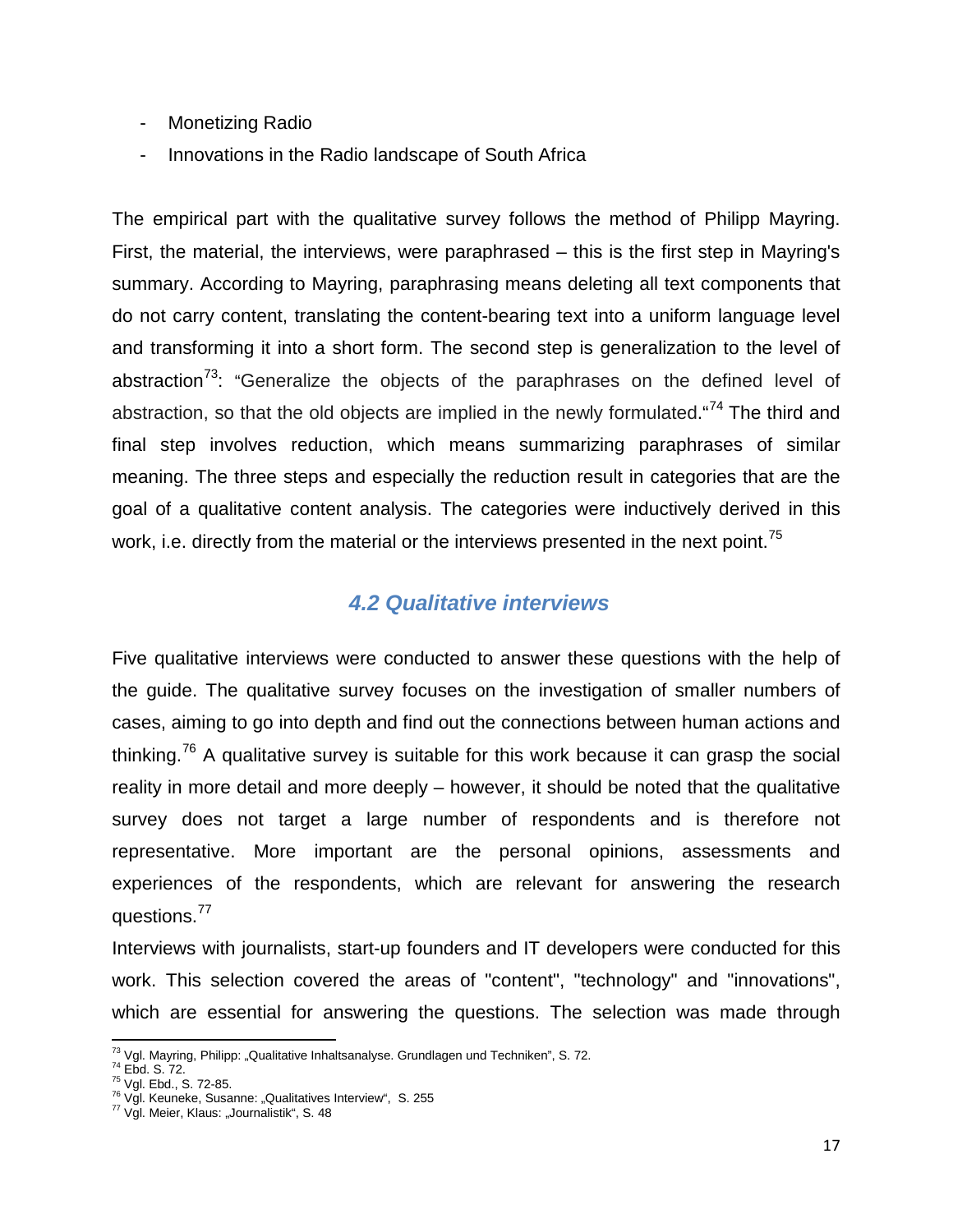- Monetizing Radio
- Innovations in the Radio landscape of South Africa

The empirical part with the qualitative survey follows the method of Philipp Mayring. First, the material, the interviews, were paraphrased – this is the first step in Mayring's summary. According to Mayring, paraphrasing means deleting all text components that do not carry content, translating the content-bearing text into a uniform language level and transforming it into a short form. The second step is generalization to the level of abstraction[73]: "Generalize the objects of the paraphrases on the defined level of abstraction, so that the old objects are implied in the newly formulated."[74] The third and final step involves reduction, which means summarizing paraphrases of similar meaning. The three steps and especially the reduction result in categories that are the goal of a qualitative content analysis. The categories were inductively derived in this work, i.e. directly from the material or the interviews presented in the next point.[75]

### *4.2 Qualitative interviews*

Five qualitative interviews were conducted to answer these questions with the help of the guide. The qualitative survey focuses on the investigation of smaller numbers of cases, aiming to go into depth and find out the connections between human actions and thinking.[76] A qualitative survey is suitable for this work because it can grasp the social reality in more detail and more deeply – however, it should be noted that the qualitative survey does not target a large number of respondents and is therefore not representative. More important are the personal opinions, assessments and experiences of the respondents, which are relevant for answering the research questions.[77]

Interviews with journalists, start-up founders and IT developers were conducted for this work. This selection covered the areas of "content", "technology" and "innovations", which are essential for answering the questions. The selection was made through

---

[73] Vgl. Mayring, Philipp: „Qualitative Inhaltsanalyse. Grundlagen und Techniken", S. 72.
[74] Ebd. S. 72.
[75] Vgl. Ebd., S. 72-85.
[76] Vgl. Keuneke, Susanne: „Qualitatives Interview", S. 255
[77] Vgl. Meier, Klaus: „Journalistik", S. 48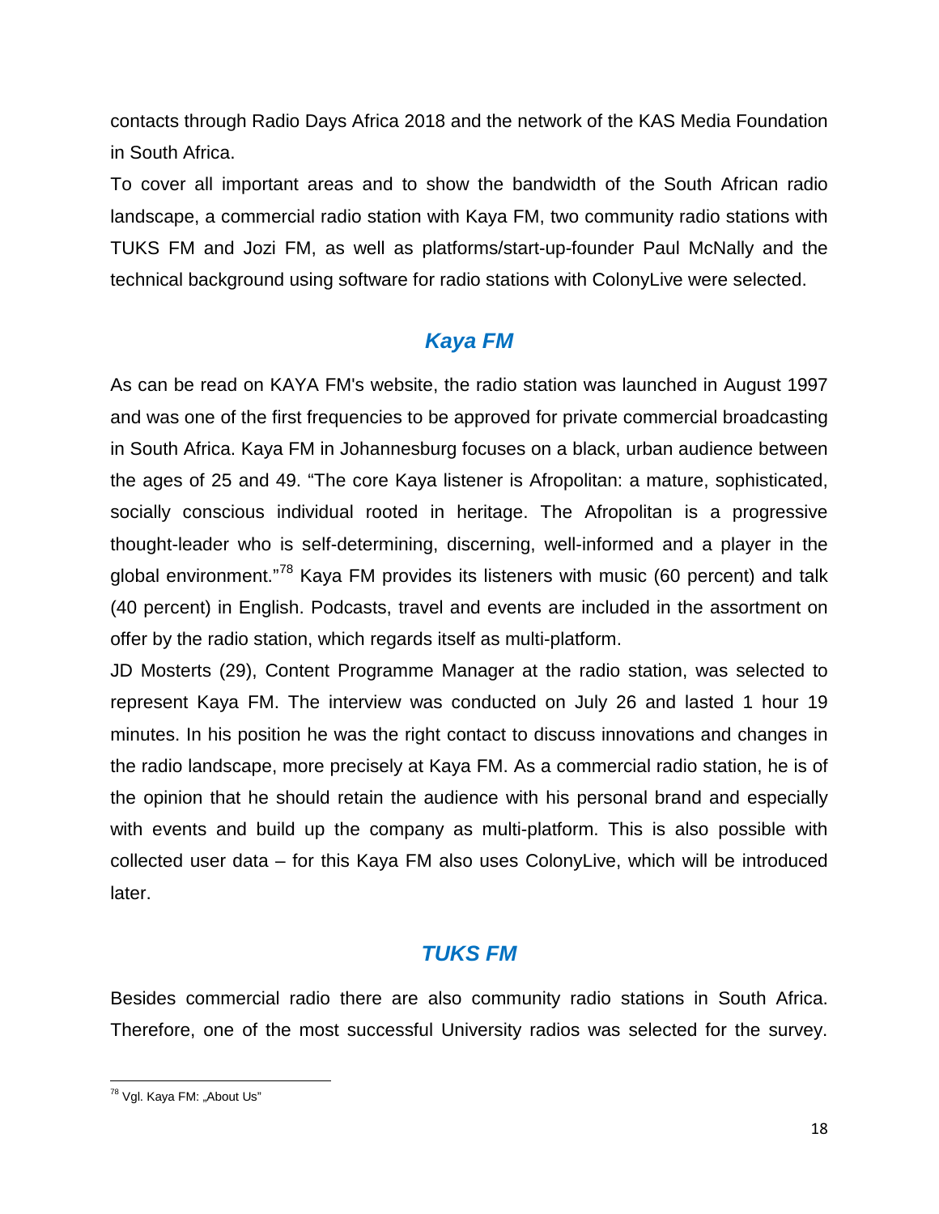contacts through Radio Days Africa 2018 and the network of the KAS Media Foundation in South Africa.

To cover all important areas and to show the bandwidth of the South African radio landscape, a commercial radio station with Kaya FM, two community radio stations with TUKS FM and Jozi FM, as well as platforms/start-up-founder Paul McNally and the technical background using software for radio stations with ColonyLive were selected.

## *Kaya FM*

As can be read on KAYA FM's website, the radio station was launched in August 1997 and was one of the first frequencies to be approved for private commercial broadcasting in South Africa. Kaya FM in Johannesburg focuses on a black, urban audience between the ages of 25 and 49. "The core Kaya listener is Afropolitan: a mature, sophisticated, socially conscious individual rooted in heritage. The Afropolitan is a progressive thought-leader who is self-determining, discerning, well-informed and a player in the global environment."[78] Kaya FM provides its listeners with music (60 percent) and talk (40 percent) in English. Podcasts, travel and events are included in the assortment on offer by the radio station, which regards itself as multi-platform.

JD Mosterts (29), Content Programme Manager at the radio station, was selected to represent Kaya FM. The interview was conducted on July 26 and lasted 1 hour 19 minutes. In his position he was the right contact to discuss innovations and changes in the radio landscape, more precisely at Kaya FM. As a commercial radio station, he is of the opinion that he should retain the audience with his personal brand and especially with events and build up the company as multi-platform. This is also possible with collected user data – for this Kaya FM also uses ColonyLive, which will be introduced later.

## *TUKS FM*

Besides commercial radio there are also community radio stations in South Africa. Therefore, one of the most successful University radios was selected for the survey.

[78] Vgl. Kaya FM: „About Us"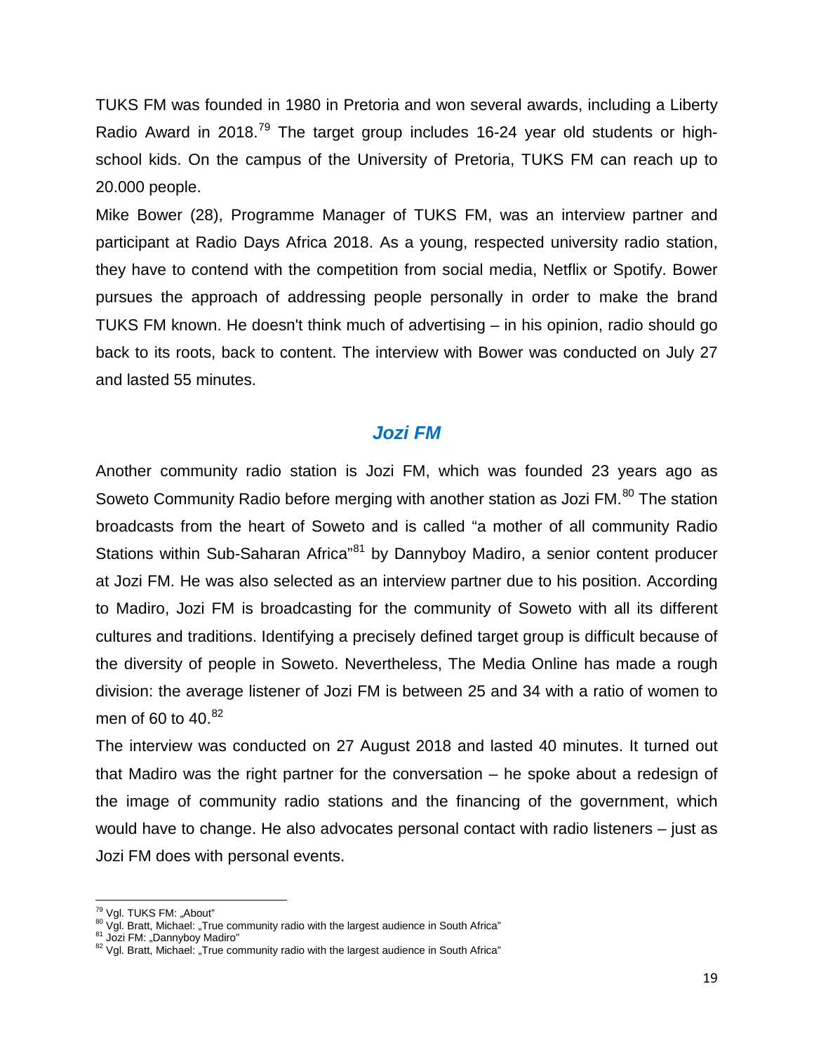TUKS FM was founded in 1980 in Pretoria and won several awards, including a Liberty Radio Award in 2018.[79] The target group includes 16-24 year old students or high-school kids. On the campus of the University of Pretoria, TUKS FM can reach up to 20.000 people.

Mike Bower (28), Programme Manager of TUKS FM, was an interview partner and participant at Radio Days Africa 2018. As a young, respected university radio station, they have to contend with the competition from social media, Netflix or Spotify. Bower pursues the approach of addressing people personally in order to make the brand TUKS FM known. He doesn't think much of advertising – in his opinion, radio should go back to its roots, back to content. The interview with Bower was conducted on July 27 and lasted 55 minutes.

### *Jozi FM*

Another community radio station is Jozi FM, which was founded 23 years ago as Soweto Community Radio before merging with another station as Jozi FM.[80] The station broadcasts from the heart of Soweto and is called "a mother of all community Radio Stations within Sub-Saharan Africa"[81] by Dannyboy Madiro, a senior content producer at Jozi FM. He was also selected as an interview partner due to his position. According to Madiro, Jozi FM is broadcasting for the community of Soweto with all its different cultures and traditions. Identifying a precisely defined target group is difficult because of the diversity of people in Soweto. Nevertheless, The Media Online has made a rough division: the average listener of Jozi FM is between 25 and 34 with a ratio of women to men of 60 to 40.[82]

The interview was conducted on 27 August 2018 and lasted 40 minutes. It turned out that Madiro was the right partner for the conversation – he spoke about a redesign of the image of community radio stations and the financing of the government, which would have to change. He also advocates personal contact with radio listeners – just as Jozi FM does with personal events.

---

[79] Vgl. TUKS FM: „About"

[80] Vgl. Bratt, Michael: „True community radio with the largest audience in South Africa"

[81] Jozi FM: „Dannyboy Madiro"

[82] Vgl. Bratt, Michael: „True community radio with the largest audience in South Africa"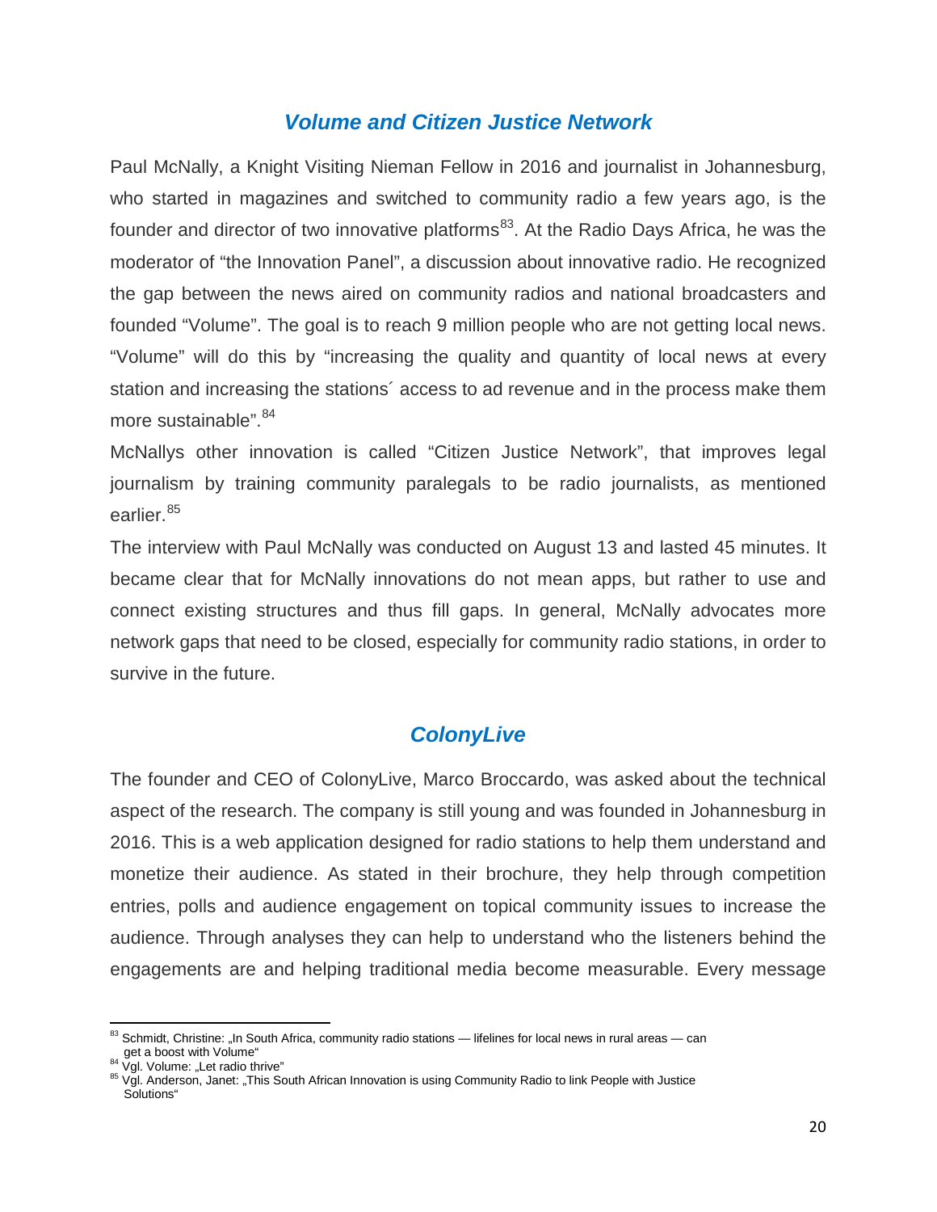## *Volume and Citizen Justice Network*

Paul McNally, a Knight Visiting Nieman Fellow in 2016 and journalist in Johannesburg, who started in magazines and switched to community radio a few years ago, is the founder and director of two innovative platforms[83]. At the Radio Days Africa, he was the moderator of "the Innovation Panel", a discussion about innovative radio. He recognized the gap between the news aired on community radios and national broadcasters and founded "Volume". The goal is to reach 9 million people who are not getting local news. "Volume" will do this by "increasing the quality and quantity of local news at every station and increasing the stations´ access to ad revenue and in the process make them more sustainable".[84]

McNallys other innovation is called "Citizen Justice Network", that improves legal journalism by training community paralegals to be radio journalists, as mentioned earlier.[85]

The interview with Paul McNally was conducted on August 13 and lasted 45 minutes. It became clear that for McNally innovations do not mean apps, but rather to use and connect existing structures and thus fill gaps. In general, McNally advocates more network gaps that need to be closed, especially for community radio stations, in order to survive in the future.

## *ColonyLive*

The founder and CEO of ColonyLive, Marco Broccardo, was asked about the technical aspect of the research. The company is still young and was founded in Johannesburg in 2016. This is a web application designed for radio stations to help them understand and monetize their audience. As stated in their brochure, they help through competition entries, polls and audience engagement on topical community issues to increase the audience. Through analyses they can help to understand who the listeners behind the engagements are and helping traditional media become measurable. Every message

---

[83] Schmidt, Christine: „In South Africa, community radio stations — lifelines for local news in rural areas — can get a boost with Volume"

[84] Vgl. Volume: „Let radio thrive"

[85] Vgl. Anderson, Janet: „This South African Innovation is using Community Radio to link People with Justice Solutions"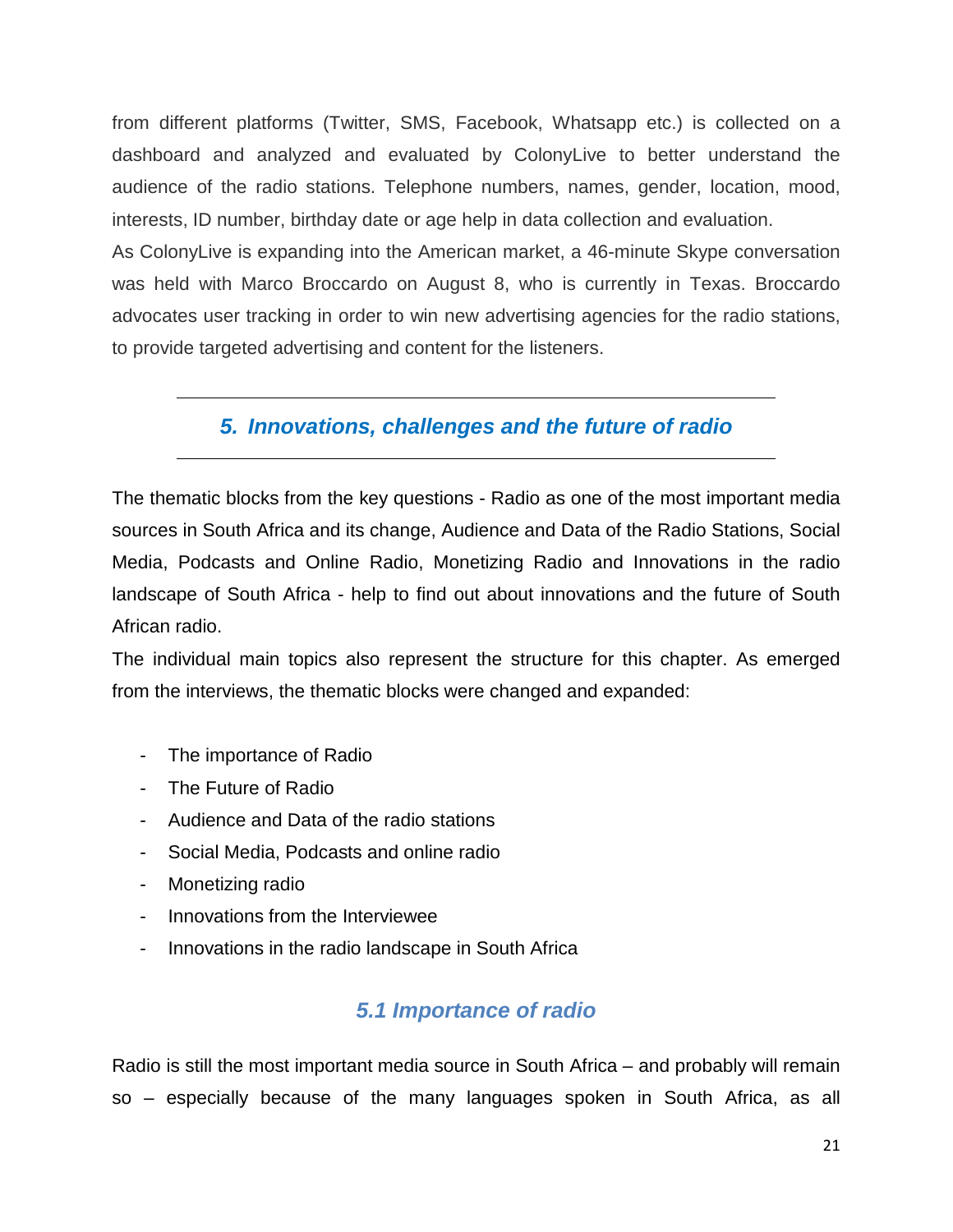from different platforms (Twitter, SMS, Facebook, Whatsapp etc.) is collected on a dashboard and analyzed and evaluated by ColonyLive to better understand the audience of the radio stations. Telephone numbers, names, gender, location, mood, interests, ID number, birthday date or age help in data collection and evaluation.

As ColonyLive is expanding into the American market, a 46-minute Skype conversation was held with Marco Broccardo on August 8, who is currently in Texas. Broccardo advocates user tracking in order to win new advertising agencies for the radio stations, to provide targeted advertising and content for the listeners.

---

## *5. Innovations, challenges and the future of radio*

---

The thematic blocks from the key questions - Radio as one of the most important media sources in South Africa and its change, Audience and Data of the Radio Stations, Social Media, Podcasts and Online Radio, Monetizing Radio and Innovations in the radio landscape of South Africa - help to find out about innovations and the future of South African radio.

The individual main topics also represent the structure for this chapter. As emerged from the interviews, the thematic blocks were changed and expanded:

- The importance of Radio
- The Future of Radio
- Audience and Data of the radio stations
- Social Media, Podcasts and online radio
- Monetizing radio
- Innovations from the Interviewee
- Innovations in the radio landscape in South Africa

### *5.1 Importance of radio*

Radio is still the most important media source in South Africa – and probably will remain so – especially because of the many languages spoken in South Africa, as all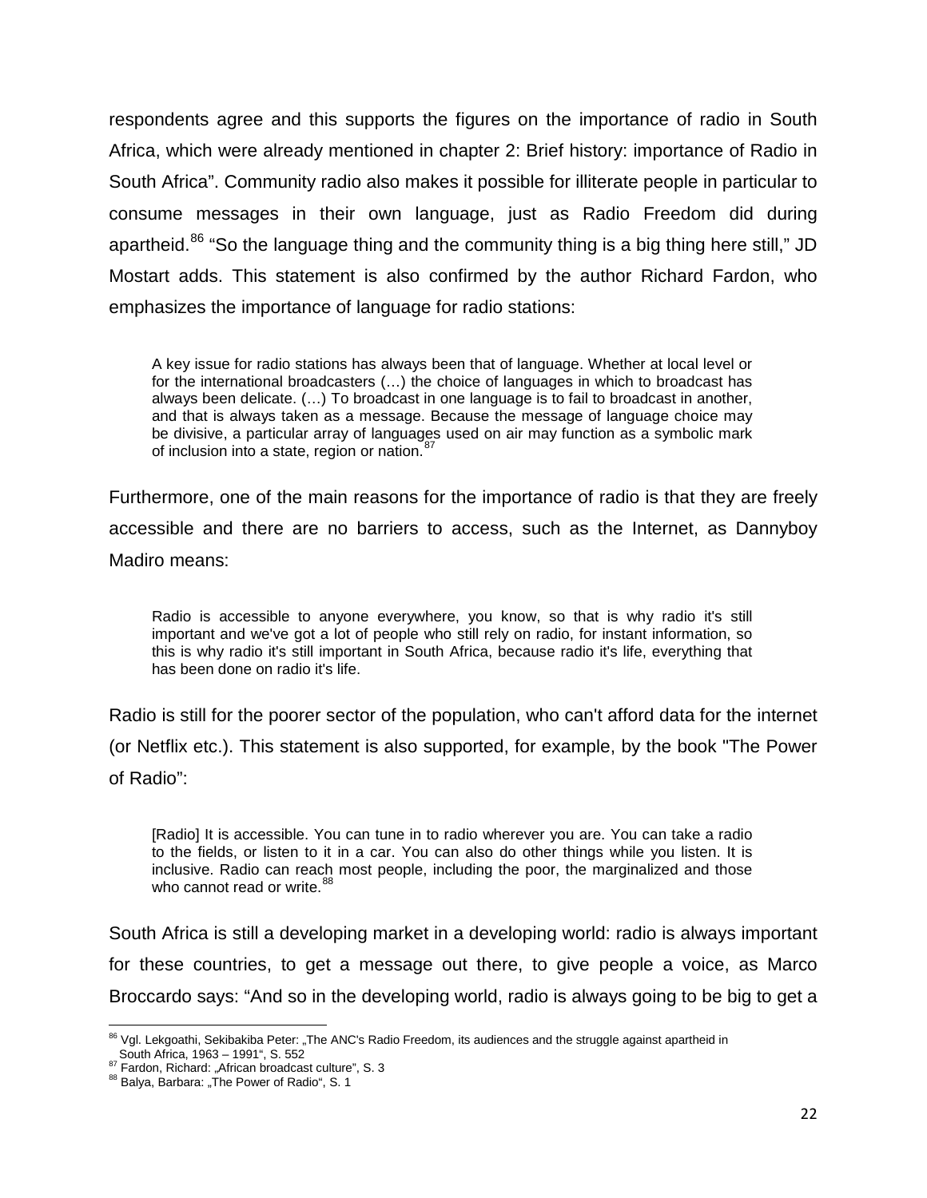respondents agree and this supports the figures on the importance of radio in South Africa, which were already mentioned in chapter 2: Brief history: importance of Radio in South Africa". Community radio also makes it possible for illiterate people in particular to consume messages in their own language, just as Radio Freedom did during apartheid.[86] "So the language thing and the community thing is a big thing here still," JD Mostart adds. This statement is also confirmed by the author Richard Fardon, who emphasizes the importance of language for radio stations:

> A key issue for radio stations has always been that of language. Whether at local level or for the international broadcasters (…) the choice of languages in which to broadcast has always been delicate. (…) To broadcast in one language is to fail to broadcast in another, and that is always taken as a message. Because the message of language choice may be divisive, a particular array of languages used on air may function as a symbolic mark of inclusion into a state, region or nation.[87]

Furthermore, one of the main reasons for the importance of radio is that they are freely accessible and there are no barriers to access, such as the Internet, as Dannyboy Madiro means:

> Radio is accessible to anyone everywhere, you know, so that is why radio it's still important and we've got a lot of people who still rely on radio, for instant information, so this is why radio it's still important in South Africa, because radio it's life, everything that has been done on radio it's life.

Radio is still for the poorer sector of the population, who can't afford data for the internet (or Netflix etc.). This statement is also supported, for example, by the book "The Power of Radio":

> [Radio] It is accessible. You can tune in to radio wherever you are. You can take a radio to the fields, or listen to it in a car. You can also do other things while you listen. It is inclusive. Radio can reach most people, including the poor, the marginalized and those who cannot read or write.[88]

South Africa is still a developing market in a developing world: radio is always important for these countries, to get a message out there, to give people a voice, as Marco Broccardo says: "And so in the developing world, radio is always going to be big to get a

---

[86] Vgl. Lekgoathi, Sekibakiba Peter: „The ANC's Radio Freedom, its audiences and the struggle against apartheid in South Africa, 1963 – 1991", S. 552

[87] Fardon, Richard: „African broadcast culture", S. 3

[88] Balya, Barbara: „The Power of Radio", S. 1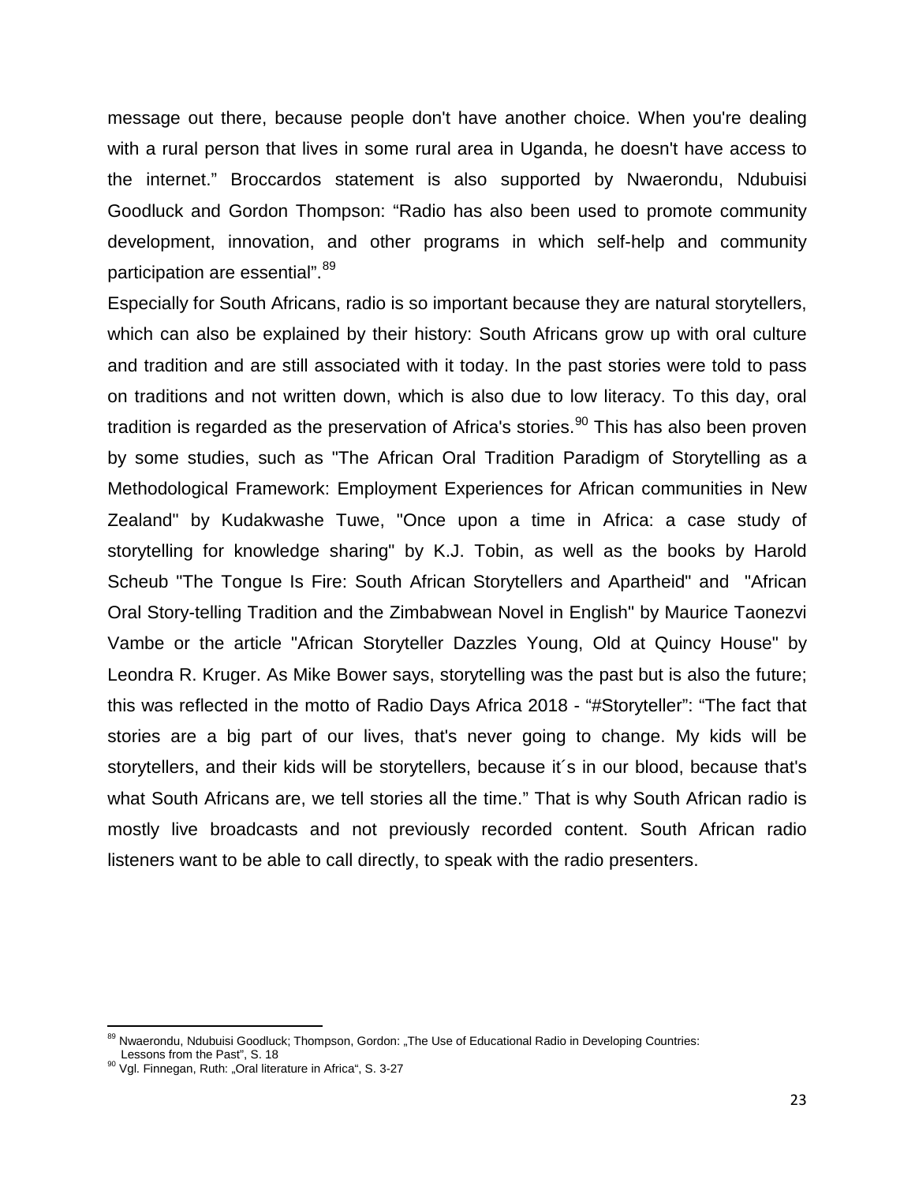message out there, because people don't have another choice. When you're dealing with a rural person that lives in some rural area in Uganda, he doesn't have access to the internet." Broccardos statement is also supported by Nwaerondu, Ndubuisi Goodluck and Gordon Thompson: "Radio has also been used to promote community development, innovation, and other programs in which self-help and community participation are essential".[89]

Especially for South Africans, radio is so important because they are natural storytellers, which can also be explained by their history: South Africans grow up with oral culture and tradition and are still associated with it today. In the past stories were told to pass on traditions and not written down, which is also due to low literacy. To this day, oral tradition is regarded as the preservation of Africa's stories.[90] This has also been proven by some studies, such as "The African Oral Tradition Paradigm of Storytelling as a Methodological Framework: Employment Experiences for African communities in New Zealand" by Kudakwashe Tuwe, "Once upon a time in Africa: a case study of storytelling for knowledge sharing" by K.J. Tobin, as well as the books by Harold Scheub "The Tongue Is Fire: South African Storytellers and Apartheid" and "African Oral Story-telling Tradition and the Zimbabwean Novel in English" by Maurice Taonezvi Vambe or the article "African Storyteller Dazzles Young, Old at Quincy House" by Leondra R. Kruger. As Mike Bower says, storytelling was the past but is also the future; this was reflected in the motto of Radio Days Africa 2018 - "#Storyteller": "The fact that stories are a big part of our lives, that's never going to change. My kids will be storytellers, and their kids will be storytellers, because it´s in our blood, because that's what South Africans are, we tell stories all the time." That is why South African radio is mostly live broadcasts and not previously recorded content. South African radio listeners want to be able to call directly, to speak with the radio presenters.

---

[89] Nwaerondu, Ndubuisi Goodluck; Thompson, Gordon: „The Use of Educational Radio in Developing Countries: Lessons from the Past", S. 18

[90] Vgl. Finnegan, Ruth: „Oral literature in Africa", S. 3-27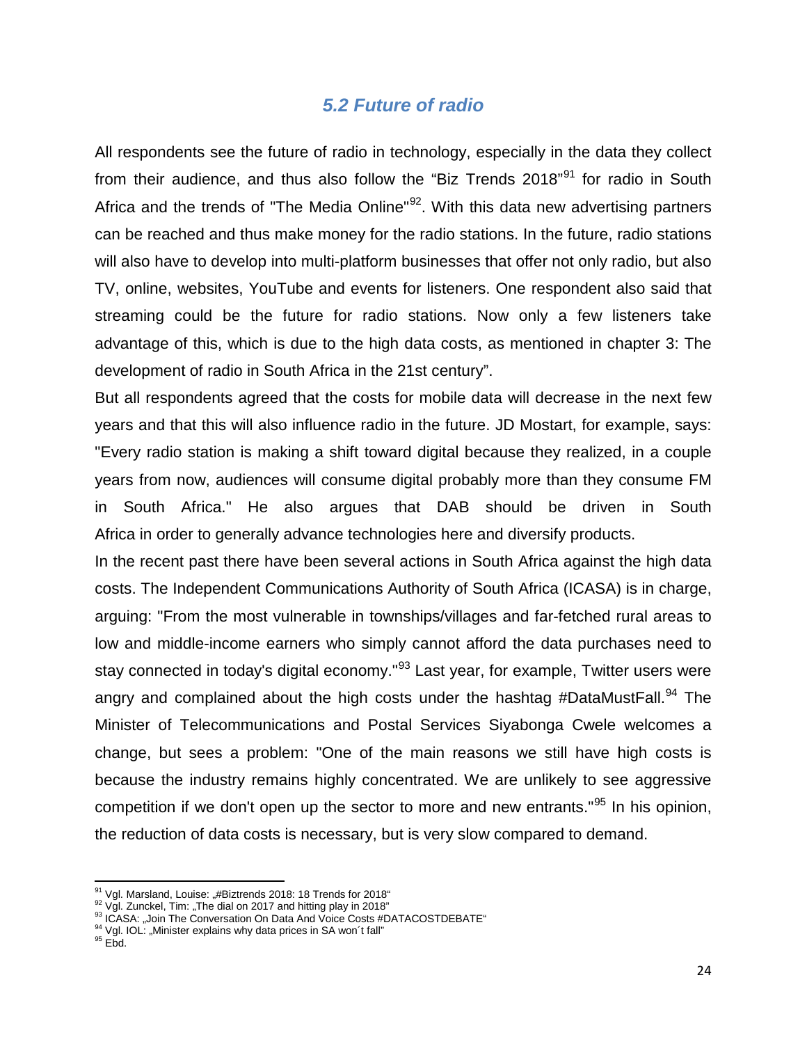## *5.2 Future of radio*

All respondents see the future of radio in technology, especially in the data they collect from their audience, and thus also follow the "Biz Trends 2018"[91] for radio in South Africa and the trends of "The Media Online"[92]. With this data new advertising partners can be reached and thus make money for the radio stations. In the future, radio stations will also have to develop into multi-platform businesses that offer not only radio, but also TV, online, websites, YouTube and events for listeners. One respondent also said that streaming could be the future for radio stations. Now only a few listeners take advantage of this, which is due to the high data costs, as mentioned in chapter 3: The development of radio in South Africa in the 21st century".

But all respondents agreed that the costs for mobile data will decrease in the next few years and that this will also influence radio in the future. JD Mostart, for example, says: "Every radio station is making a shift toward digital because they realized, in a couple years from now, audiences will consume digital probably more than they consume FM in South Africa." He also argues that DAB should be driven in South Africa in order to generally advance technologies here and diversify products.

In the recent past there have been several actions in South Africa against the high data costs. The Independent Communications Authority of South Africa (ICASA) is in charge, arguing: "From the most vulnerable in townships/villages and far-fetched rural areas to low and middle-income earners who simply cannot afford the data purchases need to stay connected in today's digital economy."[93] Last year, for example, Twitter users were angry and complained about the high costs under the hashtag #DataMustFall.[94] The Minister of Telecommunications and Postal Services Siyabonga Cwele welcomes a change, but sees a problem: "One of the main reasons we still have high costs is because the industry remains highly concentrated. We are unlikely to see aggressive competition if we don't open up the sector to more and new entrants."[95] In his opinion, the reduction of data costs is necessary, but is very slow compared to demand.

---

[91] Vgl. Marsland, Louise: „#Biztrends 2018: 18 Trends for 2018"
[92] Vgl. Zunckel, Tim: „The dial on 2017 and hitting play in 2018"
[93] ICASA: „Join The Conversation On Data And Voice Costs #DATACOSTDEBATE"
[94] Vgl. IOL: „Minister explains why data prices in SA won´t fall"
[95] Ebd.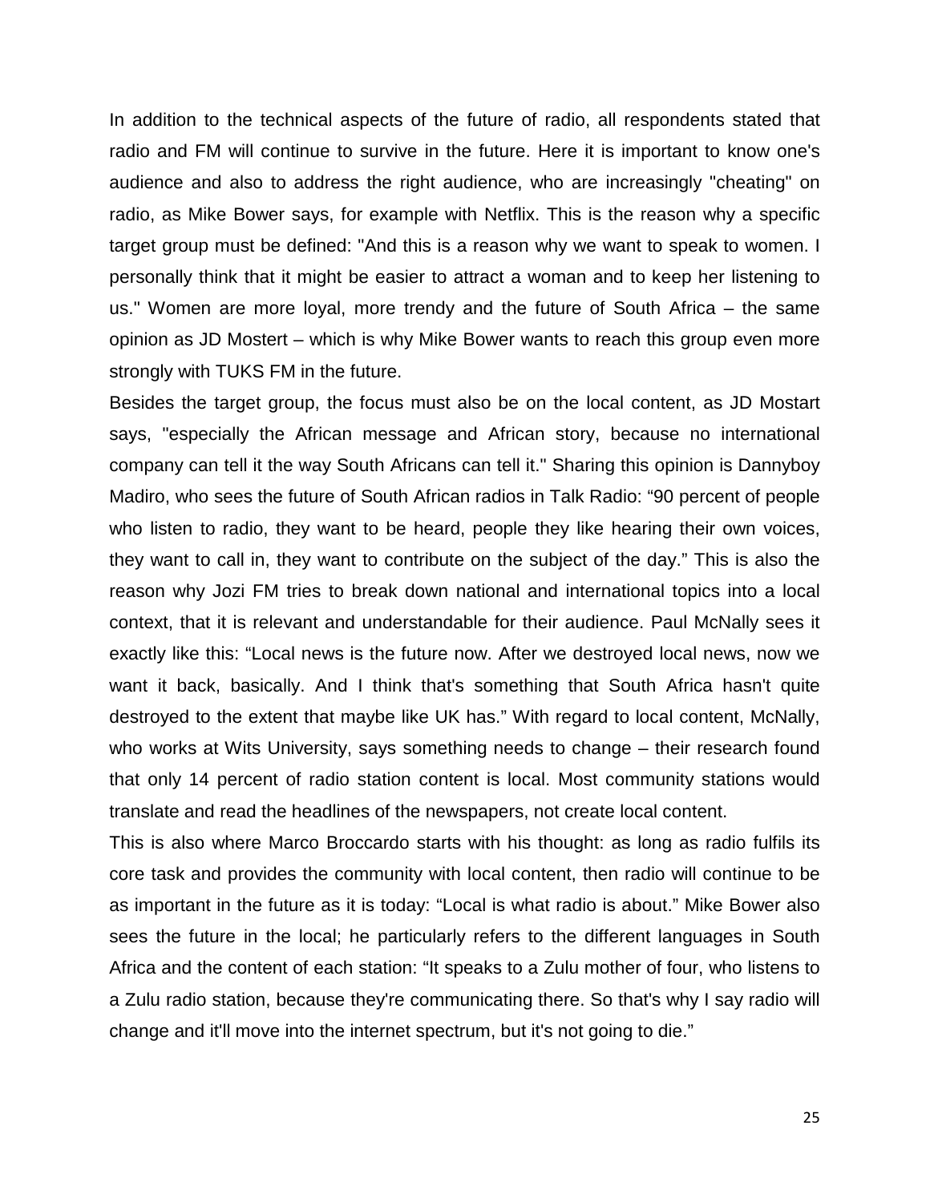In addition to the technical aspects of the future of radio, all respondents stated that radio and FM will continue to survive in the future. Here it is important to know one's audience and also to address the right audience, who are increasingly "cheating" on radio, as Mike Bower says, for example with Netflix. This is the reason why a specific target group must be defined: "And this is a reason why we want to speak to women. I personally think that it might be easier to attract a woman and to keep her listening to us." Women are more loyal, more trendy and the future of South Africa – the same opinion as JD Mostert – which is why Mike Bower wants to reach this group even more strongly with TUKS FM in the future.

Besides the target group, the focus must also be on the local content, as JD Mostart says, "especially the African message and African story, because no international company can tell it the way South Africans can tell it." Sharing this opinion is Dannyboy Madiro, who sees the future of South African radios in Talk Radio: “90 percent of people who listen to radio, they want to be heard, people they like hearing their own voices, they want to call in, they want to contribute on the subject of the day.” This is also the reason why Jozi FM tries to break down national and international topics into a local context, that it is relevant and understandable for their audience. Paul McNally sees it exactly like this: “Local news is the future now. After we destroyed local news, now we want it back, basically. And I think that's something that South Africa hasn't quite destroyed to the extent that maybe like UK has.” With regard to local content, McNally, who works at Wits University, says something needs to change – their research found that only 14 percent of radio station content is local. Most community stations would translate and read the headlines of the newspapers, not create local content.

This is also where Marco Broccardo starts with his thought: as long as radio fulfils its core task and provides the community with local content, then radio will continue to be as important in the future as it is today: “Local is what radio is about.” Mike Bower also sees the future in the local; he particularly refers to the different languages in South Africa and the content of each station: “It speaks to a Zulu mother of four, who listens to a Zulu radio station, because they're communicating there. So that's why I say radio will change and it'll move into the internet spectrum, but it's not going to die.”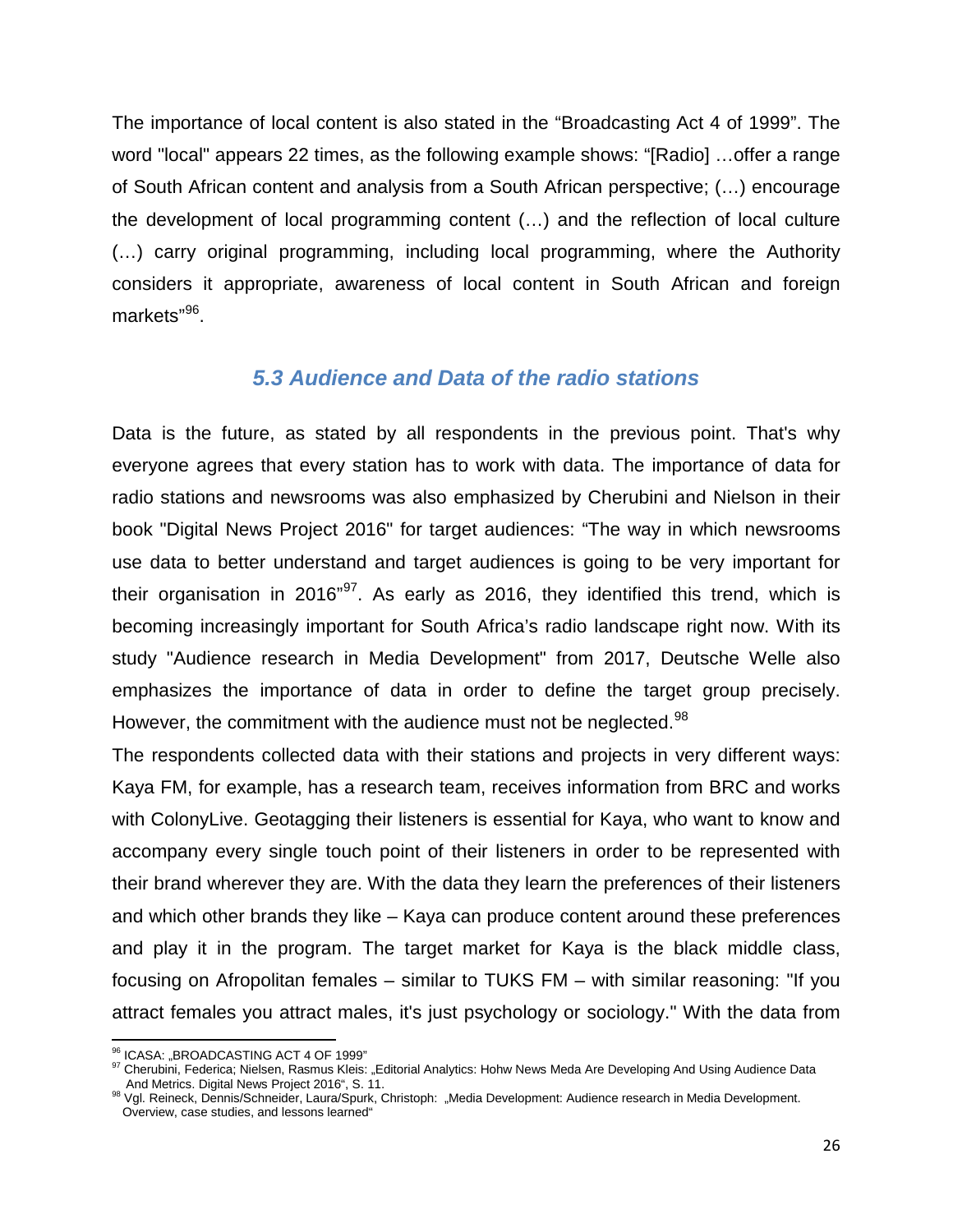The importance of local content is also stated in the "Broadcasting Act 4 of 1999". The word "local" appears 22 times, as the following example shows: "[Radio] …offer a range of South African content and analysis from a South African perspective; (…) encourage the development of local programming content (…) and the reflection of local culture (…) carry original programming, including local programming, where the Authority considers it appropriate, awareness of local content in South African and foreign markets"[96].

### *5.3 Audience and Data of the radio stations*

Data is the future, as stated by all respondents in the previous point. That's why everyone agrees that every station has to work with data. The importance of data for radio stations and newsrooms was also emphasized by Cherubini and Nielson in their book "Digital News Project 2016" for target audiences: "The way in which newsrooms use data to better understand and target audiences is going to be very important for their organisation in 2016"[97]. As early as 2016, they identified this trend, which is becoming increasingly important for South Africa's radio landscape right now. With its study "Audience research in Media Development" from 2017, Deutsche Welle also emphasizes the importance of data in order to define the target group precisely. However, the commitment with the audience must not be neglected.[98]

The respondents collected data with their stations and projects in very different ways: Kaya FM, for example, has a research team, receives information from BRC and works with ColonyLive. Geotagging their listeners is essential for Kaya, who want to know and accompany every single touch point of their listeners in order to be represented with their brand wherever they are. With the data they learn the preferences of their listeners and which other brands they like – Kaya can produce content around these preferences and play it in the program. The target market for Kaya is the black middle class, focusing on Afropolitan females – similar to TUKS FM – with similar reasoning: "If you attract females you attract males, it's just psychology or sociology." With the data from

---

[96] ICASA: „BROADCASTING ACT 4 OF 1999"

[97] Cherubini, Federica; Nielsen, Rasmus Kleis: „Editorial Analytics: Hohw News Meda Are Developing And Using Audience Data And Metrics. Digital News Project 2016", S. 11.

[98] Vgl. Reineck, Dennis/Schneider, Laura/Spurk, Christoph: „Media Development: Audience research in Media Development. Overview, case studies, and lessons learned"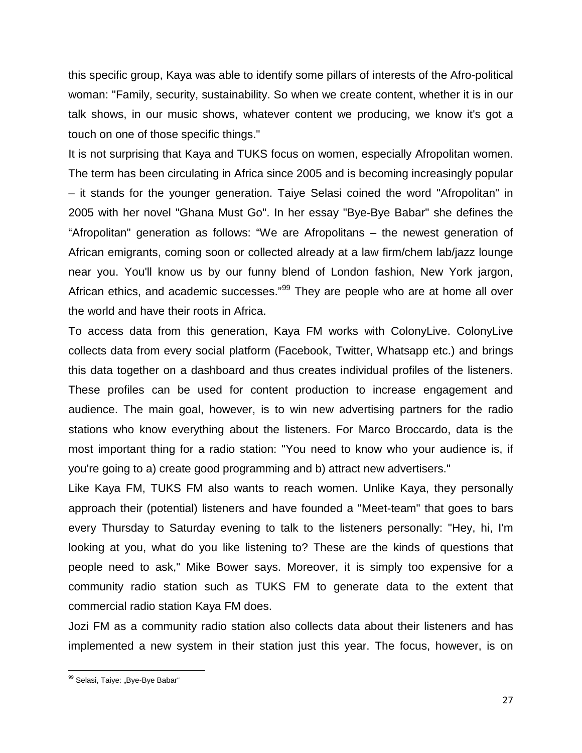this specific group, Kaya was able to identify some pillars of interests of the Afro-political woman: "Family, security, sustainability. So when we create content, whether it is in our talk shows, in our music shows, whatever content we producing, we know it's got a touch on one of those specific things."

It is not surprising that Kaya and TUKS focus on women, especially Afropolitan women. The term has been circulating in Africa since 2005 and is becoming increasingly popular – it stands for the younger generation. Taiye Selasi coined the word "Afropolitan" in 2005 with her novel "Ghana Must Go". In her essay "Bye-Bye Babar" she defines the "Afropolitan" generation as follows: "We are Afropolitans – the newest generation of African emigrants, coming soon or collected already at a law firm/chem lab/jazz lounge near you. You'll know us by our funny blend of London fashion, New York jargon, African ethics, and academic successes."[99] They are people who are at home all over the world and have their roots in Africa.

To access data from this generation, Kaya FM works with ColonyLive. ColonyLive collects data from every social platform (Facebook, Twitter, Whatsapp etc.) and brings this data together on a dashboard and thus creates individual profiles of the listeners. These profiles can be used for content production to increase engagement and audience. The main goal, however, is to win new advertising partners for the radio stations who know everything about the listeners. For Marco Broccardo, data is the most important thing for a radio station: "You need to know who your audience is, if you're going to a) create good programming and b) attract new advertisers."

Like Kaya FM, TUKS FM also wants to reach women. Unlike Kaya, they personally approach their (potential) listeners and have founded a "Meet-team" that goes to bars every Thursday to Saturday evening to talk to the listeners personally: "Hey, hi, I'm looking at you, what do you like listening to? These are the kinds of questions that people need to ask," Mike Bower says. Moreover, it is simply too expensive for a community radio station such as TUKS FM to generate data to the extent that commercial radio station Kaya FM does.

Jozi FM as a community radio station also collects data about their listeners and has implemented a new system in their station just this year. The focus, however, is on

[99] Selasi, Taiye: „Bye-Bye Babar"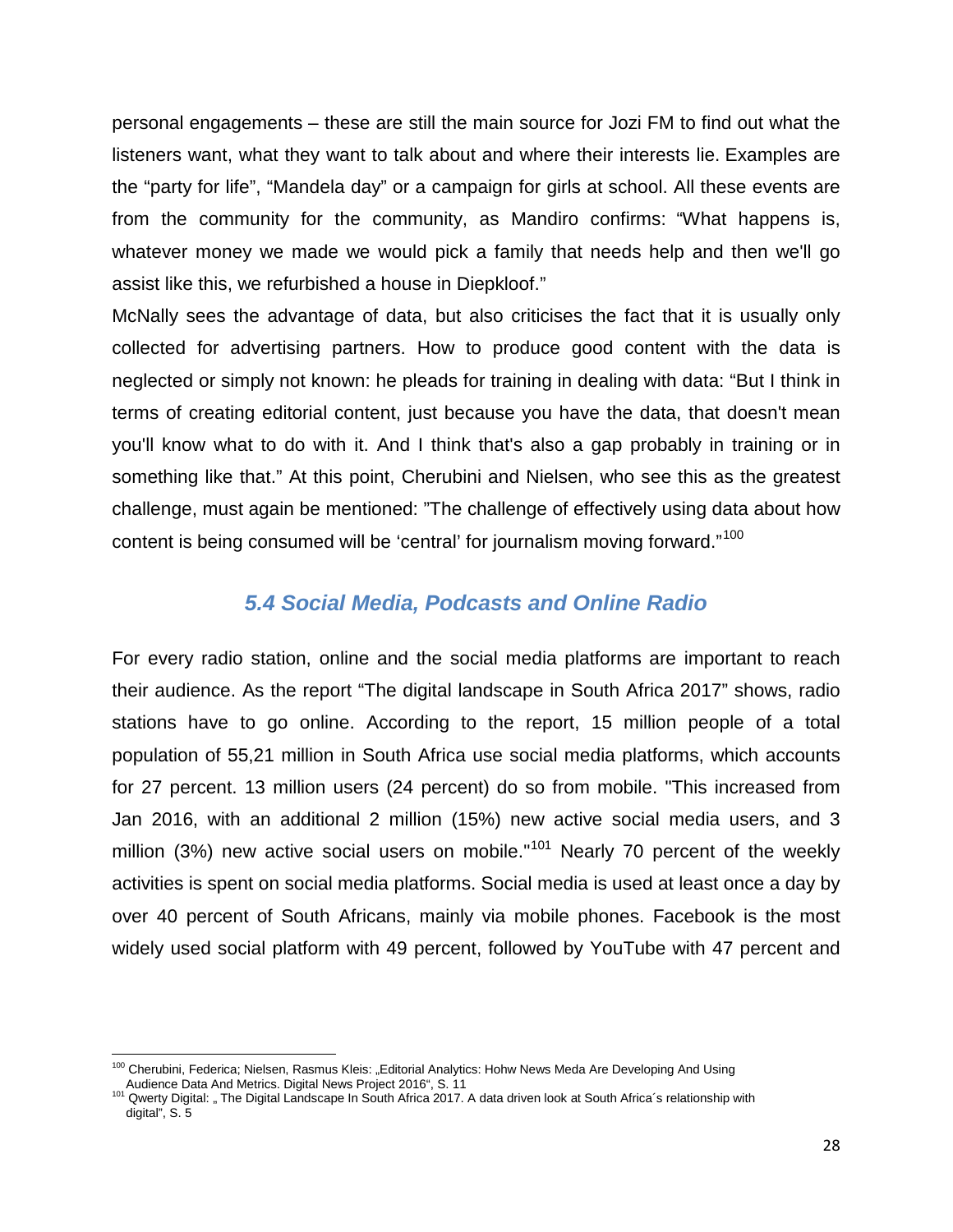personal engagements – these are still the main source for Jozi FM to find out what the listeners want, what they want to talk about and where their interests lie. Examples are the "party for life", "Mandela day" or a campaign for girls at school. All these events are from the community for the community, as Mandiro confirms: "What happens is, whatever money we made we would pick a family that needs help and then we'll go assist like this, we refurbished a house in Diepkloof."

McNally sees the advantage of data, but also criticises the fact that it is usually only collected for advertising partners. How to produce good content with the data is neglected or simply not known: he pleads for training in dealing with data: "But I think in terms of creating editorial content, just because you have the data, that doesn't mean you'll know what to do with it. And I think that's also a gap probably in training or in something like that." At this point, Cherubini and Nielsen, who see this as the greatest challenge, must again be mentioned: "The challenge of effectively using data about how content is being consumed will be 'central' for journalism moving forward."[100]

### *5.4 Social Media, Podcasts and Online Radio*

For every radio station, online and the social media platforms are important to reach their audience. As the report "The digital landscape in South Africa 2017" shows, radio stations have to go online. According to the report, 15 million people of a total population of 55,21 million in South Africa use social media platforms, which accounts for 27 percent. 13 million users (24 percent) do so from mobile. "This increased from Jan 2016, with an additional 2 million (15%) new active social media users, and 3 million (3%) new active social users on mobile."[101] Nearly 70 percent of the weekly activities is spent on social media platforms. Social media is used at least once a day by over 40 percent of South Africans, mainly via mobile phones. Facebook is the most widely used social platform with 49 percent, followed by YouTube with 47 percent and

---

[100] Cherubini, Federica; Nielsen, Rasmus Kleis: „Editorial Analytics: Hohw News Meda Are Developing And Using Audience Data And Metrics. Digital News Project 2016", S. 11

[101] Qwerty Digital: „ The Digital Landscape In South Africa 2017. A data driven look at South Africa´s relationship with digital", S. 5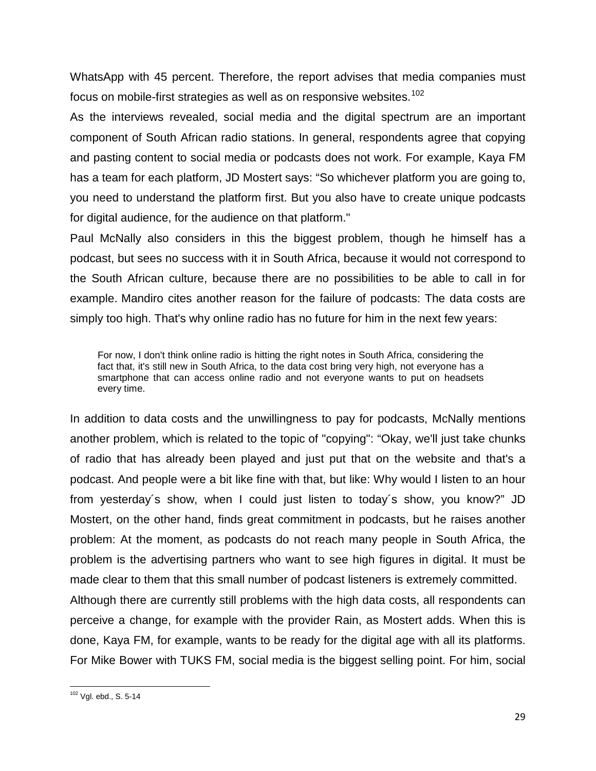WhatsApp with 45 percent. Therefore, the report advises that media companies must focus on mobile-first strategies as well as on responsive websites.[102]

As the interviews revealed, social media and the digital spectrum are an important component of South African radio stations. In general, respondents agree that copying and pasting content to social media or podcasts does not work. For example, Kaya FM has a team for each platform, JD Mostert says: “So whichever platform you are going to, you need to understand the platform first. But you also have to create unique podcasts for digital audience, for the audience on that platform."

Paul McNally also considers in this the biggest problem, though he himself has a podcast, but sees no success with it in South Africa, because it would not correspond to the South African culture, because there are no possibilities to be able to call in for example. Mandiro cites another reason for the failure of podcasts: The data costs are simply too high. That's why online radio has no future for him in the next few years:

> For now, I don't think online radio is hitting the right notes in South Africa, considering the fact that, it's still new in South Africa, to the data cost bring very high, not everyone has a smartphone that can access online radio and not everyone wants to put on headsets every time.

In addition to data costs and the unwillingness to pay for podcasts, McNally mentions another problem, which is related to the topic of "copying": “Okay, we'll just take chunks of radio that has already been played and just put that on the website and that's a podcast. And people were a bit like fine with that, but like: Why would I listen to an hour from yesterday´s show, when I could just listen to today´s show, you know?” JD Mostert, on the other hand, finds great commitment in podcasts, but he raises another problem: At the moment, as podcasts do not reach many people in South Africa, the problem is the advertising partners who want to see high figures in digital. It must be made clear to them that this small number of podcast listeners is extremely committed.

Although there are currently still problems with the high data costs, all respondents can perceive a change, for example with the provider Rain, as Mostert adds. When this is done, Kaya FM, for example, wants to be ready for the digital age with all its platforms. For Mike Bower with TUKS FM, social media is the biggest selling point. For him, social

[102] Vgl. ebd., S. 5-14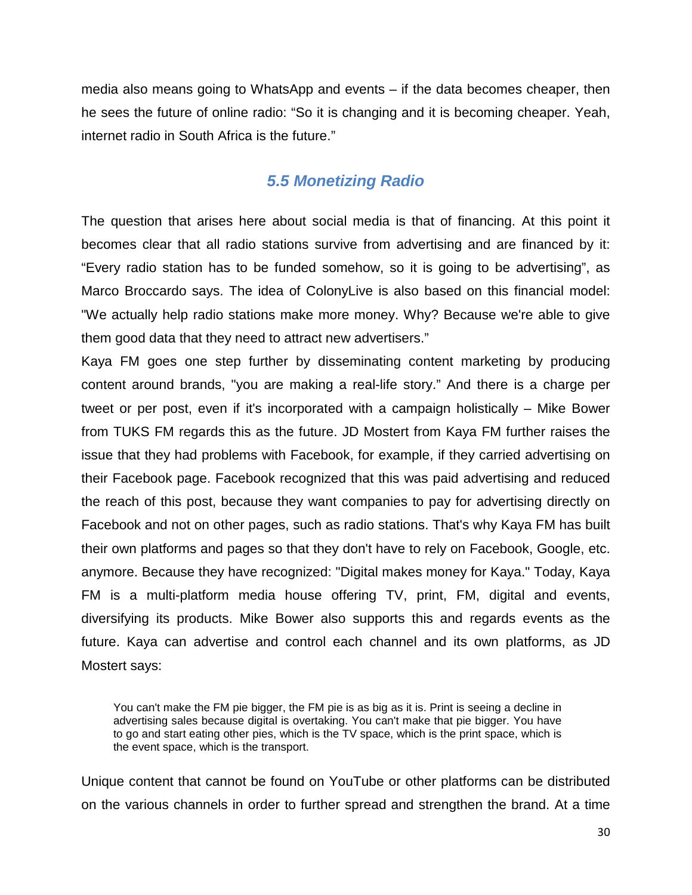media also means going to WhatsApp and events – if the data becomes cheaper, then he sees the future of online radio: "So it is changing and it is becoming cheaper. Yeah, internet radio in South Africa is the future."

### *5.5 Monetizing Radio*

The question that arises here about social media is that of financing. At this point it becomes clear that all radio stations survive from advertising and are financed by it: "Every radio station has to be funded somehow, so it is going to be advertising", as Marco Broccardo says. The idea of ColonyLive is also based on this financial model: "We actually help radio stations make more money. Why? Because we're able to give them good data that they need to attract new advertisers."

Kaya FM goes one step further by disseminating content marketing by producing content around brands, "you are making a real-life story." And there is a charge per tweet or per post, even if it's incorporated with a campaign holistically – Mike Bower from TUKS FM regards this as the future. JD Mostert from Kaya FM further raises the issue that they had problems with Facebook, for example, if they carried advertising on their Facebook page. Facebook recognized that this was paid advertising and reduced the reach of this post, because they want companies to pay for advertising directly on Facebook and not on other pages, such as radio stations. That's why Kaya FM has built their own platforms and pages so that they don't have to rely on Facebook, Google, etc. anymore. Because they have recognized: "Digital makes money for Kaya." Today, Kaya FM is a multi-platform media house offering TV, print, FM, digital and events, diversifying its products. Mike Bower also supports this and regards events as the future. Kaya can advertise and control each channel and its own platforms, as JD Mostert says:

> You can't make the FM pie bigger, the FM pie is as big as it is. Print is seeing a decline in advertising sales because digital is overtaking. You can't make that pie bigger. You have to go and start eating other pies, which is the TV space, which is the print space, which is the event space, which is the transport.

Unique content that cannot be found on YouTube or other platforms can be distributed on the various channels in order to further spread and strengthen the brand. At a time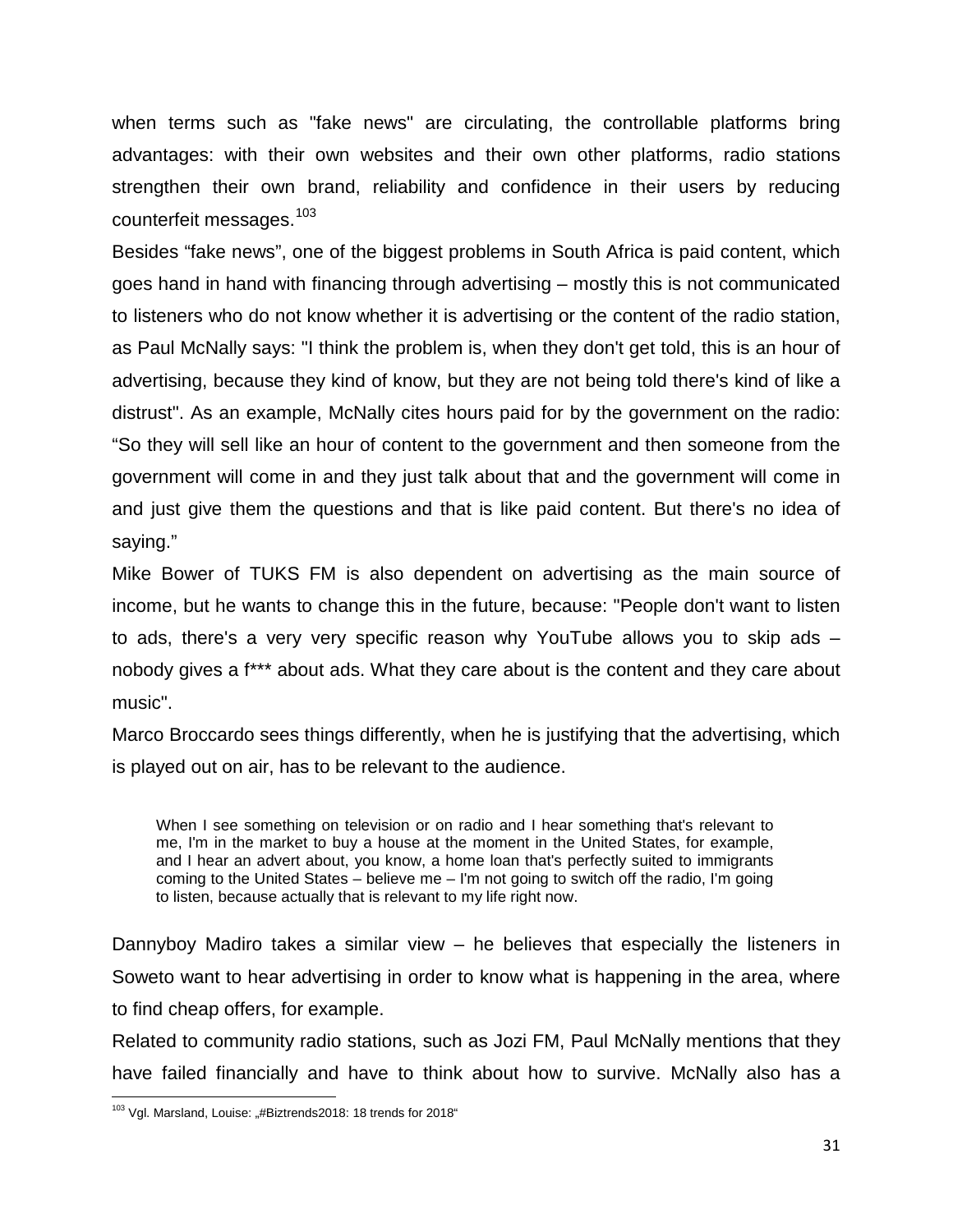when terms such as "fake news" are circulating, the controllable platforms bring advantages: with their own websites and their own other platforms, radio stations strengthen their own brand, reliability and confidence in their users by reducing counterfeit messages.[103]

Besides “fake news”, one of the biggest problems in South Africa is paid content, which goes hand in hand with financing through advertising – mostly this is not communicated to listeners who do not know whether it is advertising or the content of the radio station, as Paul McNally says: "I think the problem is, when they don't get told, this is an hour of advertising, because they kind of know, but they are not being told there's kind of like a distrust". As an example, McNally cites hours paid for by the government on the radio: “So they will sell like an hour of content to the government and then someone from the government will come in and they just talk about that and the government will come in and just give them the questions and that is like paid content. But there's no idea of saying.”

Mike Bower of TUKS FM is also dependent on advertising as the main source of income, but he wants to change this in the future, because: "People don't want to listen to ads, there's a very very specific reason why YouTube allows you to skip ads – nobody gives a f*** about ads. What they care about is the content and they care about music".

Marco Broccardo sees things differently, when he is justifying that the advertising, which is played out on air, has to be relevant to the audience.

> When I see something on television or on radio and I hear something that's relevant to me, I'm in the market to buy a house at the moment in the United States, for example, and I hear an advert about, you know, a home loan that's perfectly suited to immigrants coming to the United States – believe me – I'm not going to switch off the radio, I'm going to listen, because actually that is relevant to my life right now.

Dannyboy Madiro takes a similar view – he believes that especially the listeners in Soweto want to hear advertising in order to know what is happening in the area, where to find cheap offers, for example.

Related to community radio stations, such as Jozi FM, Paul McNally mentions that they have failed financially and have to think about how to survive. McNally also has a

---

[103] Vgl. Marsland, Louise: „#Biztrends2018: 18 trends for 2018“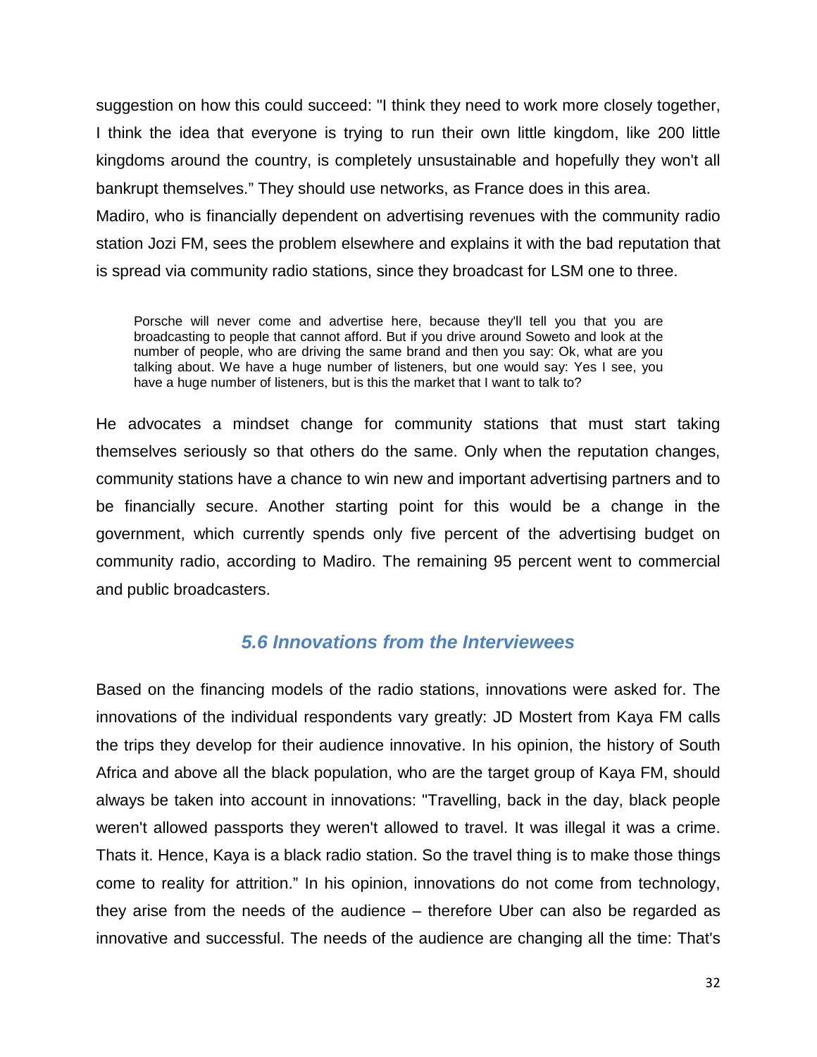suggestion on how this could succeed: "I think they need to work more closely together, I think the idea that everyone is trying to run their own little kingdom, like 200 little kingdoms around the country, is completely unsustainable and hopefully they won't all bankrupt themselves." They should use networks, as France does in this area.
Madiro, who is financially dependent on advertising revenues with the community radio station Jozi FM, sees the problem elsewhere and explains it with the bad reputation that is spread via community radio stations, since they broadcast for LSM one to three.

> Porsche will never come and advertise here, because they'll tell you that you are broadcasting to people that cannot afford. But if you drive around Soweto and look at the number of people, who are driving the same brand and then you say: Ok, what are you talking about. We have a huge number of listeners, but one would say: Yes I see, you have a huge number of listeners, but is this the market that I want to talk to?

He advocates a mindset change for community stations that must start taking themselves seriously so that others do the same. Only when the reputation changes, community stations have a chance to win new and important advertising partners and to be financially secure. Another starting point for this would be a change in the government, which currently spends only five percent of the advertising budget on community radio, according to Madiro. The remaining 95 percent went to commercial and public broadcasters.

### *5.6 Innovations from the Interviewees*

Based on the financing models of the radio stations, innovations were asked for. The innovations of the individual respondents vary greatly: JD Mostert from Kaya FM calls the trips they develop for their audience innovative. In his opinion, the history of South Africa and above all the black population, who are the target group of Kaya FM, should always be taken into account in innovations: "Travelling, back in the day, black people weren't allowed passports they weren't allowed to travel. It was illegal it was a crime. Thats it. Hence, Kaya is a black radio station. So the travel thing is to make those things come to reality for attrition." In his opinion, innovations do not come from technology, they arise from the needs of the audience – therefore Uber can also be regarded as innovative and successful. The needs of the audience are changing all the time: That's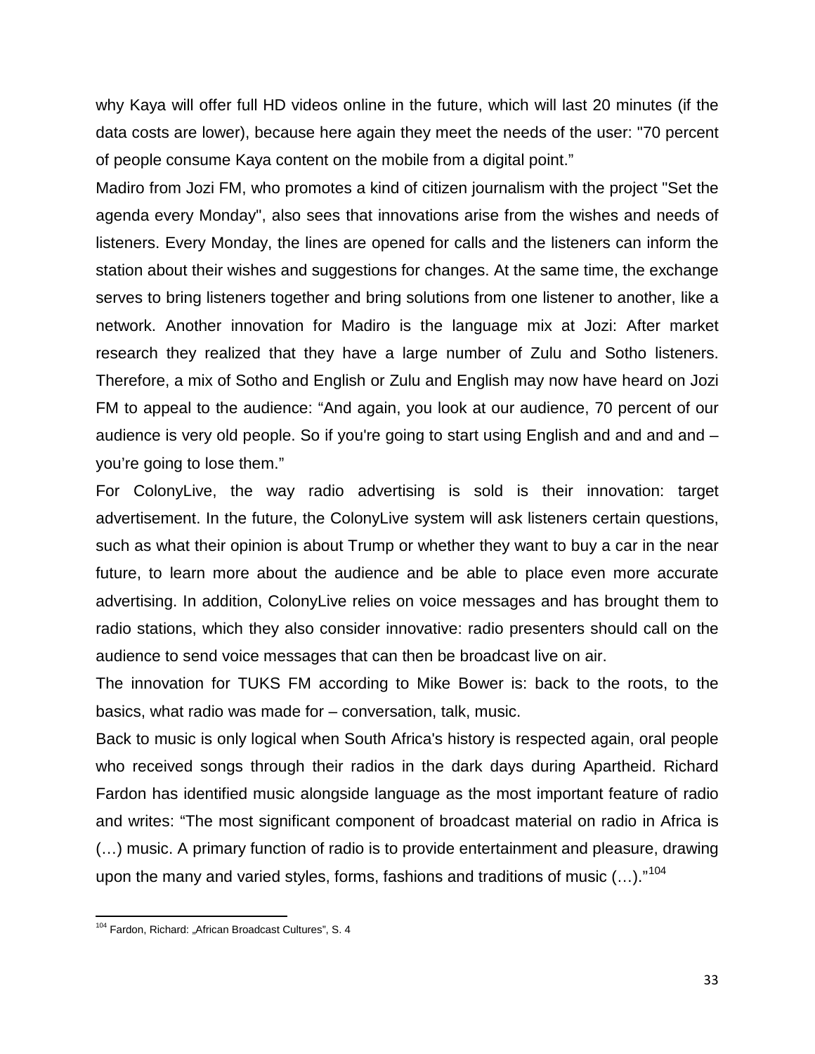why Kaya will offer full HD videos online in the future, which will last 20 minutes (if the data costs are lower), because here again they meet the needs of the user: "70 percent of people consume Kaya content on the mobile from a digital point."

Madiro from Jozi FM, who promotes a kind of citizen journalism with the project "Set the agenda every Monday", also sees that innovations arise from the wishes and needs of listeners. Every Monday, the lines are opened for calls and the listeners can inform the station about their wishes and suggestions for changes. At the same time, the exchange serves to bring listeners together and bring solutions from one listener to another, like a network. Another innovation for Madiro is the language mix at Jozi: After market research they realized that they have a large number of Zulu and Sotho listeners. Therefore, a mix of Sotho and English or Zulu and English may now have heard on Jozi FM to appeal to the audience: "And again, you look at our audience, 70 percent of our audience is very old people. So if you're going to start using English and and and and – you're going to lose them."

For ColonyLive, the way radio advertising is sold is their innovation: target advertisement. In the future, the ColonyLive system will ask listeners certain questions, such as what their opinion is about Trump or whether they want to buy a car in the near future, to learn more about the audience and be able to place even more accurate advertising. In addition, ColonyLive relies on voice messages and has brought them to radio stations, which they also consider innovative: radio presenters should call on the audience to send voice messages that can then be broadcast live on air.

The innovation for TUKS FM according to Mike Bower is: back to the roots, to the basics, what radio was made for – conversation, talk, music.

Back to music is only logical when South Africa's history is respected again, oral people who received songs through their radios in the dark days during Apartheid. Richard Fardon has identified music alongside language as the most important feature of radio and writes: "The most significant component of broadcast material on radio in Africa is (…) music. A primary function of radio is to provide entertainment and pleasure, drawing upon the many and varied styles, forms, fashions and traditions of music (…)."[104]

---

[104] Fardon, Richard: „African Broadcast Cultures", S. 4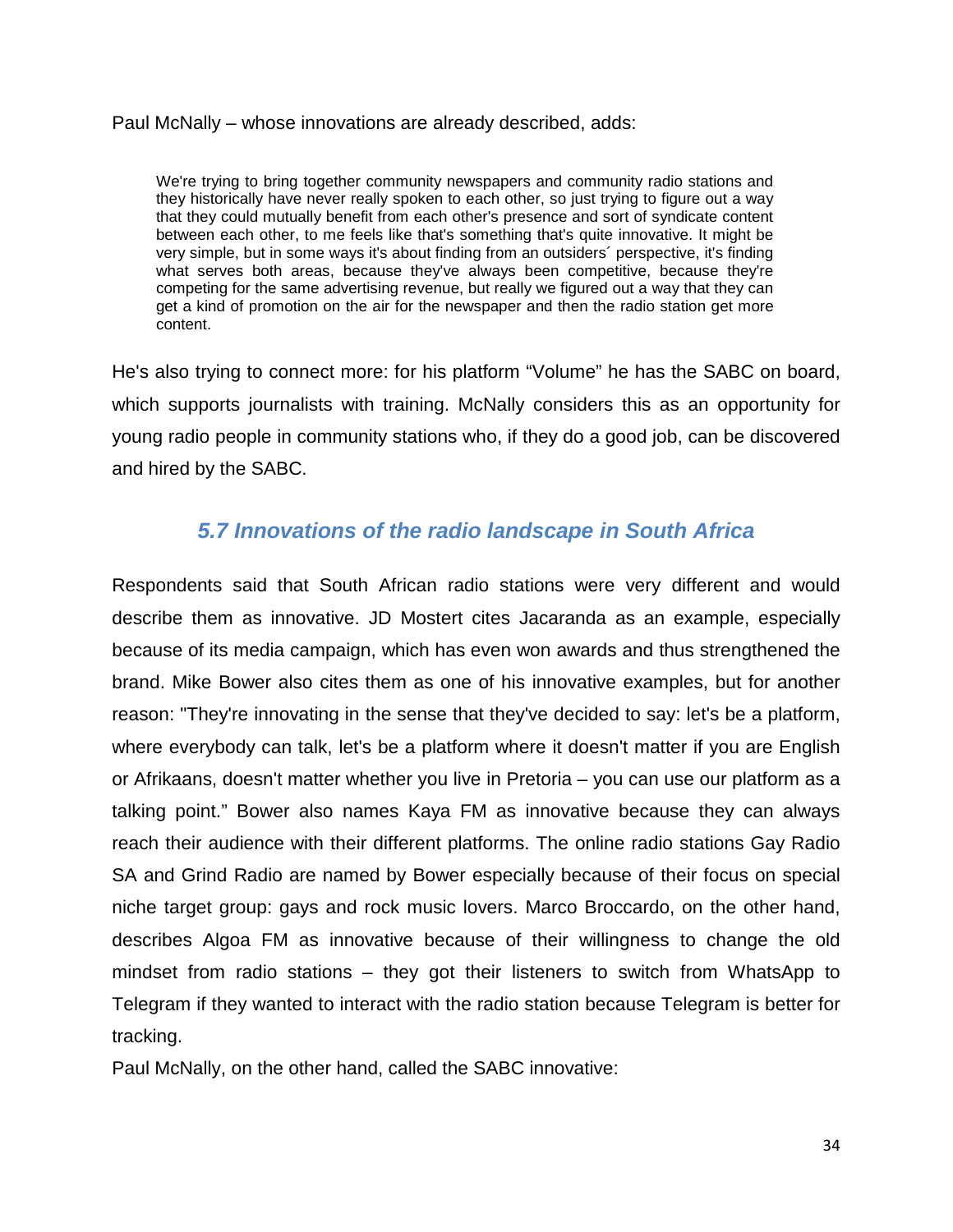Paul McNally – whose innovations are already described, adds:

> We're trying to bring together community newspapers and community radio stations and they historically have never really spoken to each other, so just trying to figure out a way that they could mutually benefit from each other's presence and sort of syndicate content between each other, to me feels like that's something that's quite innovative. It might be very simple, but in some ways it's about finding from an outsiders´ perspective, it's finding what serves both areas, because they've always been competitive, because they're competing for the same advertising revenue, but really we figured out a way that they can get a kind of promotion on the air for the newspaper and then the radio station get more content.

He's also trying to connect more: for his platform "Volume" he has the SABC on board, which supports journalists with training. McNally considers this as an opportunity for young radio people in community stations who, if they do a good job, can be discovered and hired by the SABC.

## *5.7 Innovations of the radio landscape in South Africa*

Respondents said that South African radio stations were very different and would describe them as innovative. JD Mostert cites Jacaranda as an example, especially because of its media campaign, which has even won awards and thus strengthened the brand. Mike Bower also cites them as one of his innovative examples, but for another reason: "They're innovating in the sense that they've decided to say: let's be a platform, where everybody can talk, let's be a platform where it doesn't matter if you are English or Afrikaans, doesn't matter whether you live in Pretoria – you can use our platform as a talking point." Bower also names Kaya FM as innovative because they can always reach their audience with their different platforms. The online radio stations Gay Radio SA and Grind Radio are named by Bower especially because of their focus on special niche target group: gays and rock music lovers. Marco Broccardo, on the other hand, describes Algoa FM as innovative because of their willingness to change the old mindset from radio stations – they got their listeners to switch from WhatsApp to Telegram if they wanted to interact with the radio station because Telegram is better for tracking.

Paul McNally, on the other hand, called the SABC innovative: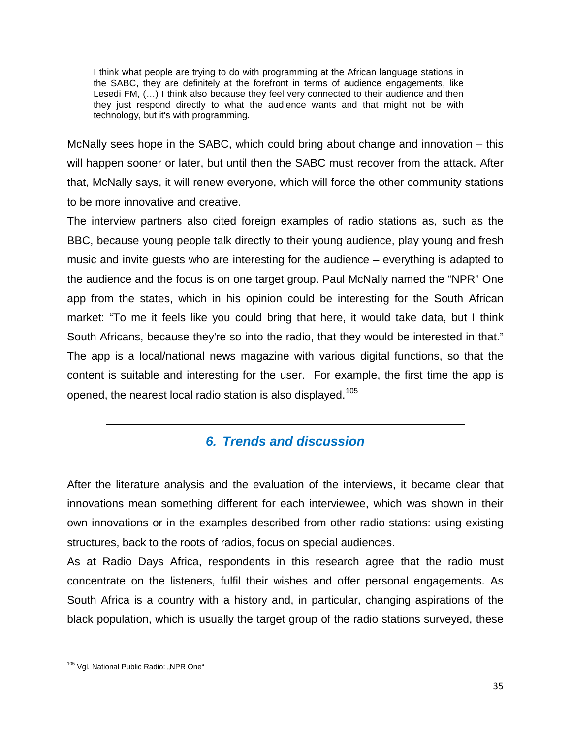> I think what people are trying to do with programming at the African language stations in the SABC, they are definitely at the forefront in terms of audience engagements, like Lesedi FM, (…) I think also because they feel very connected to their audience and then they just respond directly to what the audience wants and that might not be with technology, but it's with programming.

McNally sees hope in the SABC, which could bring about change and innovation – this will happen sooner or later, but until then the SABC must recover from the attack. After that, McNally says, it will renew everyone, which will force the other community stations to be more innovative and creative.

The interview partners also cited foreign examples of radio stations as, such as the BBC, because young people talk directly to their young audience, play young and fresh music and invite guests who are interesting for the audience – everything is adapted to the audience and the focus is on one target group. Paul McNally named the "NPR" One app from the states, which in his opinion could be interesting for the South African market: "To me it feels like you could bring that here, it would take data, but I think South Africans, because they're so into the radio, that they would be interested in that." The app is a local/national news magazine with various digital functions, so that the content is suitable and interesting for the user. For example, the first time the app is opened, the nearest local radio station is also displayed.[105]

## *6. Trends and discussion*

After the literature analysis and the evaluation of the interviews, it became clear that innovations mean something different for each interviewee, which was shown in their own innovations or in the examples described from other radio stations: using existing structures, back to the roots of radios, focus on special audiences.

As at Radio Days Africa, respondents in this research agree that the radio must concentrate on the listeners, fulfil their wishes and offer personal engagements. As South Africa is a country with a history and, in particular, changing aspirations of the black population, which is usually the target group of the radio stations surveyed, these

---

[105] Vgl. National Public Radio: „NPR One"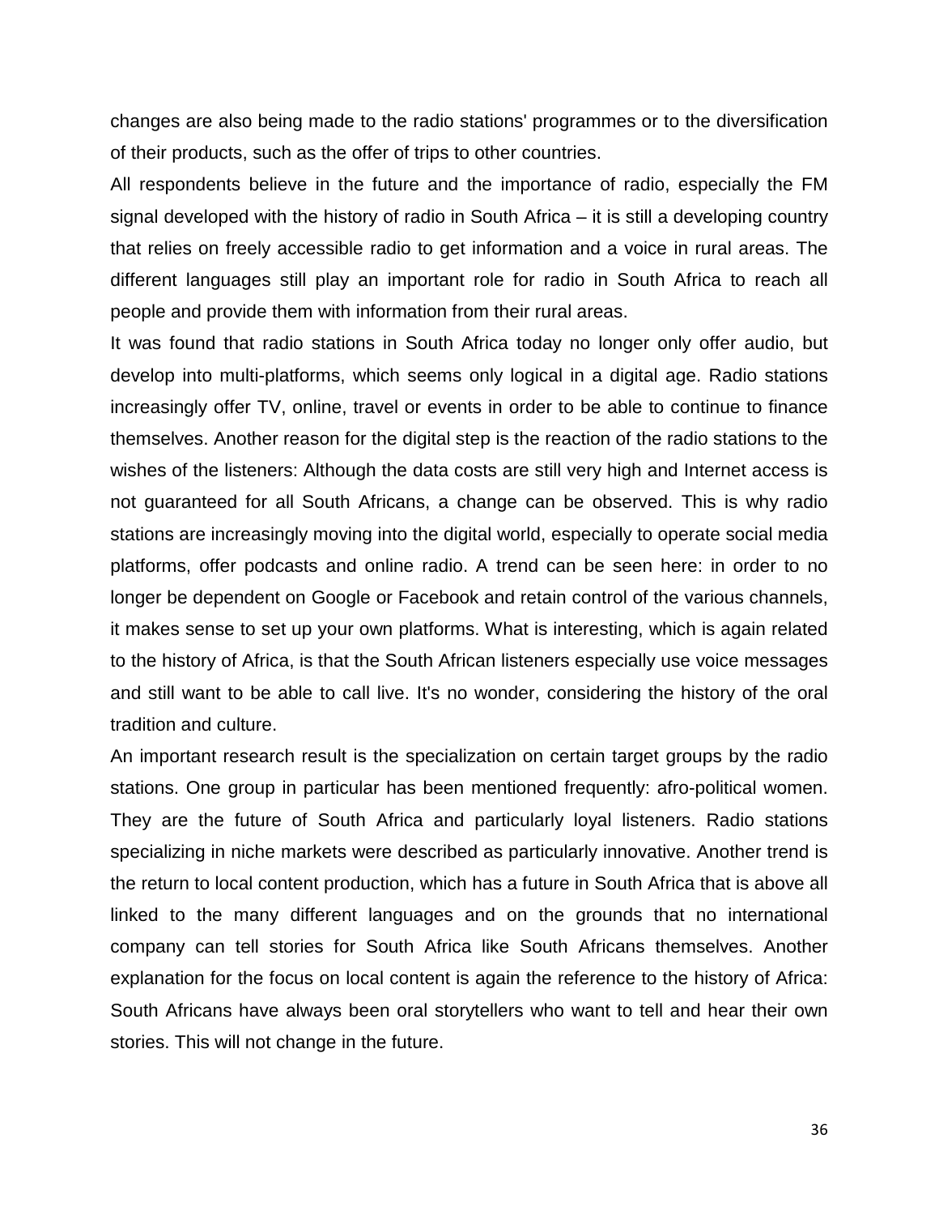changes are also being made to the radio stations' programmes or to the diversification of their products, such as the offer of trips to other countries.

All respondents believe in the future and the importance of radio, especially the FM signal developed with the history of radio in South Africa – it is still a developing country that relies on freely accessible radio to get information and a voice in rural areas. The different languages still play an important role for radio in South Africa to reach all people and provide them with information from their rural areas.

It was found that radio stations in South Africa today no longer only offer audio, but develop into multi-platforms, which seems only logical in a digital age. Radio stations increasingly offer TV, online, travel or events in order to be able to continue to finance themselves. Another reason for the digital step is the reaction of the radio stations to the wishes of the listeners: Although the data costs are still very high and Internet access is not guaranteed for all South Africans, a change can be observed. This is why radio stations are increasingly moving into the digital world, especially to operate social media platforms, offer podcasts and online radio. A trend can be seen here: in order to no longer be dependent on Google or Facebook and retain control of the various channels, it makes sense to set up your own platforms. What is interesting, which is again related to the history of Africa, is that the South African listeners especially use voice messages and still want to be able to call live. It's no wonder, considering the history of the oral tradition and culture.

An important research result is the specialization on certain target groups by the radio stations. One group in particular has been mentioned frequently: afro-political women. They are the future of South Africa and particularly loyal listeners. Radio stations specializing in niche markets were described as particularly innovative. Another trend is the return to local content production, which has a future in South Africa that is above all linked to the many different languages and on the grounds that no international company can tell stories for South Africa like South Africans themselves. Another explanation for the focus on local content is again the reference to the history of Africa: South Africans have always been oral storytellers who want to tell and hear their own stories. This will not change in the future.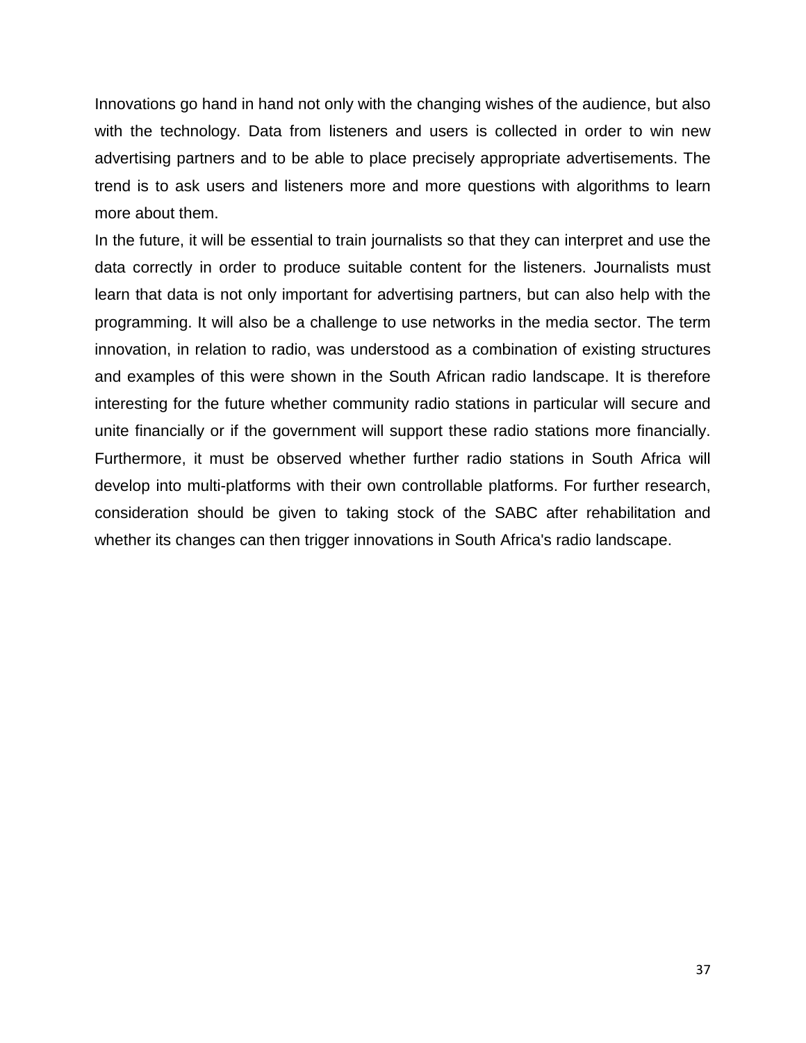Innovations go hand in hand not only with the changing wishes of the audience, but also with the technology. Data from listeners and users is collected in order to win new advertising partners and to be able to place precisely appropriate advertisements. The trend is to ask users and listeners more and more questions with algorithms to learn more about them.

In the future, it will be essential to train journalists so that they can interpret and use the data correctly in order to produce suitable content for the listeners. Journalists must learn that data is not only important for advertising partners, but can also help with the programming. It will also be a challenge to use networks in the media sector. The term innovation, in relation to radio, was understood as a combination of existing structures and examples of this were shown in the South African radio landscape. It is therefore interesting for the future whether community radio stations in particular will secure and unite financially or if the government will support these radio stations more financially. Furthermore, it must be observed whether further radio stations in South Africa will develop into multi-platforms with their own controllable platforms. For further research, consideration should be given to taking stock of the SABC after rehabilitation and whether its changes can then trigger innovations in South Africa's radio landscape.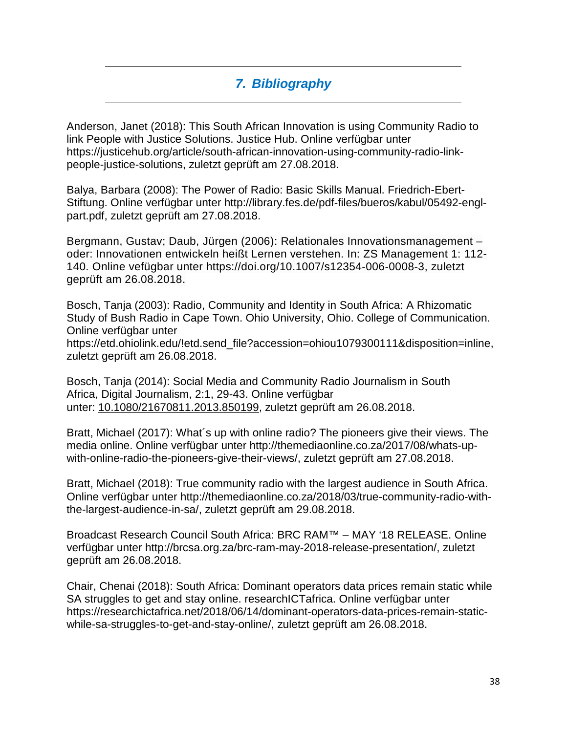## *7. Bibliography*

Anderson, Janet (2018): This South African Innovation is using Community Radio to link People with Justice Solutions. Justice Hub. Online verfügbar unter https://justicehub.org/article/south-african-innovation-using-community-radio-link-people-justice-solutions, zuletzt geprüft am 27.08.2018.

Balya, Barbara (2008): The Power of Radio: Basic Skills Manual. Friedrich-Ebert-Stiftung. Online verfügbar unter http://library.fes.de/pdf-files/bueros/kabul/05492-engl-part.pdf, zuletzt geprüft am 27.08.2018.

Bergmann, Gustav; Daub, Jürgen (2006): Relationales Innovationsmanagement – oder: Innovationen entwickeln heißt Lernen verstehen. In: ZS Management 1: 112-140. Online vefügbar unter https://doi.org/10.1007/s12354-006-0008-3, zuletzt geprüft am 26.08.2018.

Bosch, Tanja (2003): Radio, Community and Identity in South Africa: A Rhizomatic Study of Bush Radio in Cape Town. Ohio University, Ohio. College of Communication. Online verfügbar unter https://etd.ohiolink.edu/!etd.send_file?accession=ohiou1079300111&disposition=inline, zuletzt geprüft am 26.08.2018.

Bosch, Tanja (2014): Social Media and Community Radio Journalism in South Africa, Digital Journalism, 2:1, 29-43. Online verfügbar unter: 10.1080/21670811.2013.850199, zuletzt geprüft am 26.08.2018.

Bratt, Michael (2017): What´s up with online radio? The pioneers give their views. The media online. Online verfügbar unter http://themediaonline.co.za/2017/08/whats-up-with-online-radio-the-pioneers-give-their-views/, zuletzt geprüft am 27.08.2018.

Bratt, Michael (2018): True community radio with the largest audience in South Africa. Online verfügbar unter http://themediaonline.co.za/2018/03/true-community-radio-with-the-largest-audience-in-sa/, zuletzt geprüft am 29.08.2018.

Broadcast Research Council South Africa: BRC RAM™ – MAY '18 RELEASE. Online verfügbar unter http://brcsa.org.za/brc-ram-may-2018-release-presentation/, zuletzt geprüft am 26.08.2018.

Chair, Chenai (2018): South Africa: Dominant operators data prices remain static while SA struggles to get and stay online. researchICTafrica. Online verfügbar unter https://researchictafrica.net/2018/06/14/dominant-operators-data-prices-remain-static-while-sa-struggles-to-get-and-stay-online/, zuletzt geprüft am 26.08.2018.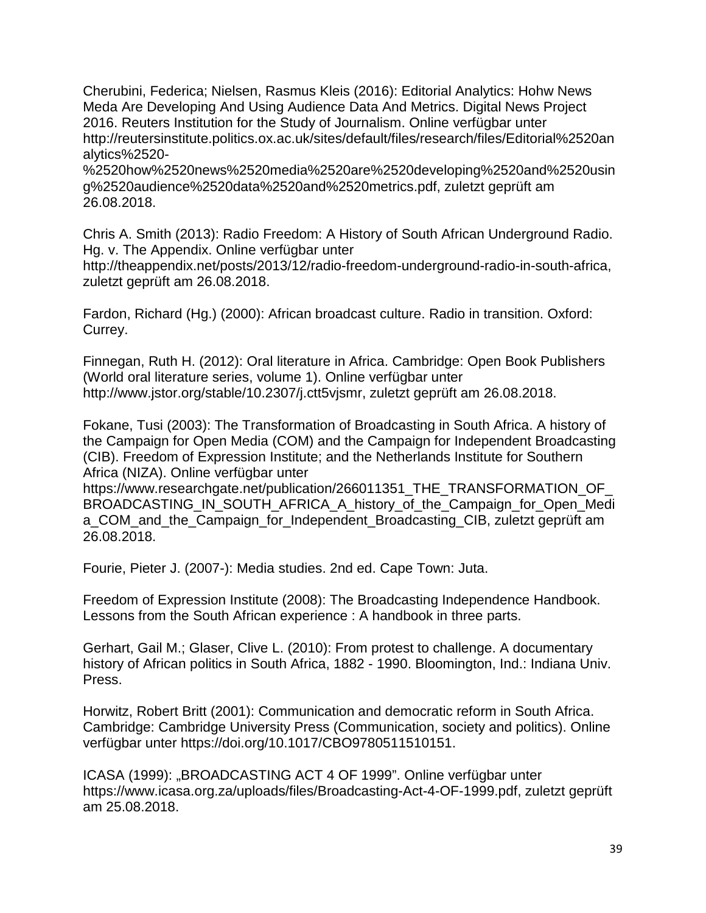Cherubini, Federica; Nielsen, Rasmus Kleis (2016): Editorial Analytics: Hohw News Meda Are Developing And Using Audience Data And Metrics. Digital News Project 2016. Reuters Institution for the Study of Journalism. Online verfügbar unter http://reutersinstitute.politics.ox.ac.uk/sites/default/files/research/files/Editorial%2520analytics%2520-%2520how%2520news%2520media%2520are%2520developing%2520and%2520using%2520audience%2520data%2520and%2520metrics.pdf, zuletzt geprüft am 26.08.2018.

Chris A. Smith (2013): Radio Freedom: A History of South African Underground Radio. Hg. v. The Appendix. Online verfügbar unter http://theappendix.net/posts/2013/12/radio-freedom-underground-radio-in-south-africa, zuletzt geprüft am 26.08.2018.

Fardon, Richard (Hg.) (2000): African broadcast culture. Radio in transition. Oxford: Currey.

Finnegan, Ruth H. (2012): Oral literature in Africa. Cambridge: Open Book Publishers (World oral literature series, volume 1). Online verfügbar unter http://www.jstor.org/stable/10.2307/j.ctt5vjsmr, zuletzt geprüft am 26.08.2018.

Fokane, Tusi (2003): The Transformation of Broadcasting in South Africa. A history of the Campaign for Open Media (COM) and the Campaign for Independent Broadcasting (CIB). Freedom of Expression Institute; and the Netherlands Institute for Southern Africa (NIZA). Online verfügbar unter https://www.researchgate.net/publication/266011351_THE_TRANSFORMATION_OF_BROADCASTING_IN_SOUTH_AFRICA_A_history_of_the_Campaign_for_Open_Media_COM_and_the_Campaign_for_Independent_Broadcasting_CIB, zuletzt geprüft am 26.08.2018.

Fourie, Pieter J. (2007-): Media studies. 2nd ed. Cape Town: Juta.

Freedom of Expression Institute (2008): The Broadcasting Independence Handbook. Lessons from the South African experience : A handbook in three parts.

Gerhart, Gail M.; Glaser, Clive L. (2010): From protest to challenge. A documentary history of African politics in South Africa, 1882 - 1990. Bloomington, Ind.: Indiana Univ. Press.

Horwitz, Robert Britt (2001): Communication and democratic reform in South Africa. Cambridge: Cambridge University Press (Communication, society and politics). Online verfügbar unter https://doi.org/10.1017/CBO9780511510151.

ICASA (1999): „BROADCASTING ACT 4 OF 1999". Online verfügbar unter https://www.icasa.org.za/uploads/files/Broadcasting-Act-4-OF-1999.pdf, zuletzt geprüft am 25.08.2018.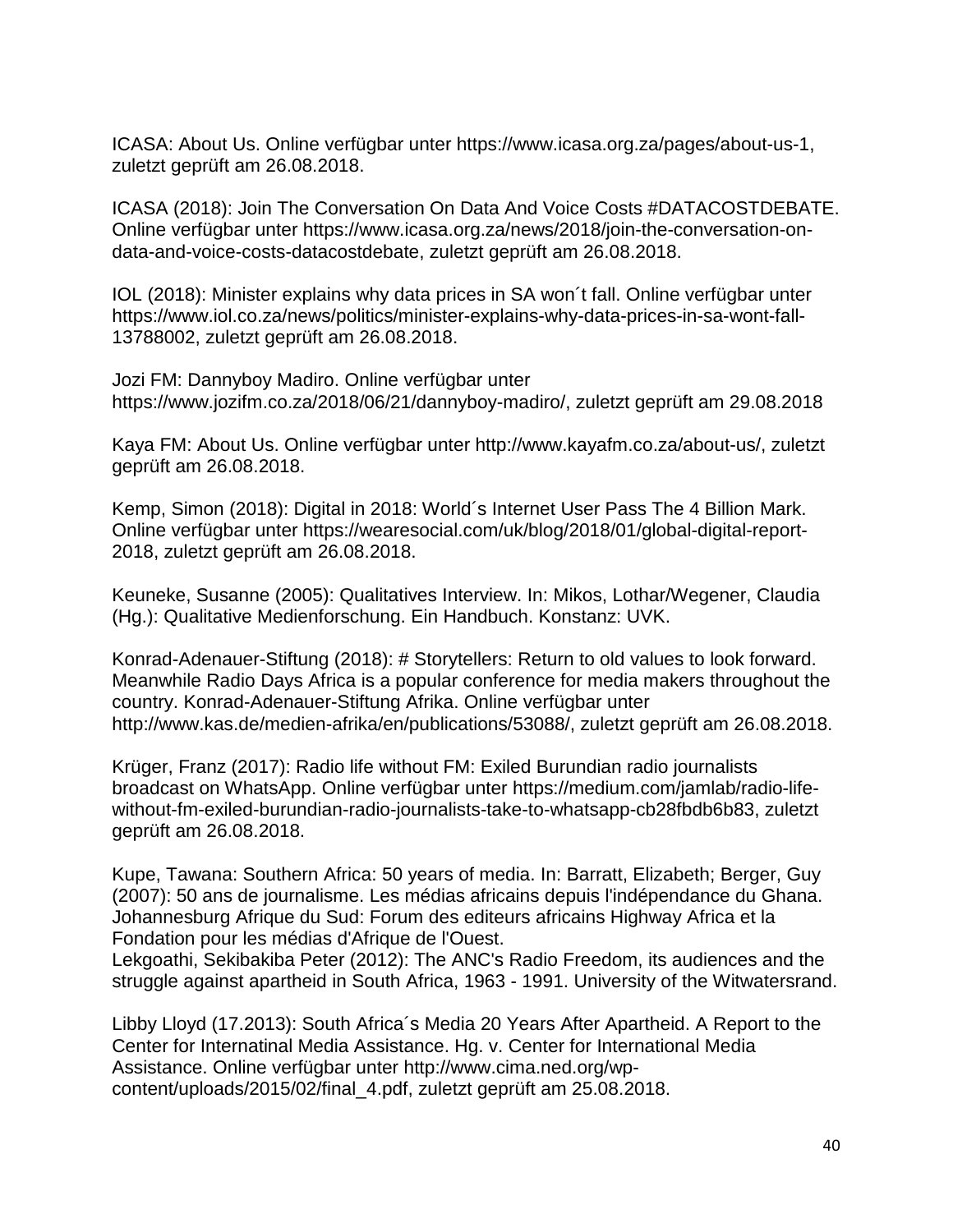ICASA: About Us. Online verfügbar unter https://www.icasa.org.za/pages/about-us-1, zuletzt geprüft am 26.08.2018.

ICASA (2018): Join The Conversation On Data And Voice Costs #DATACOSTDEBATE. Online verfügbar unter https://www.icasa.org.za/news/2018/join-the-conversation-on-data-and-voice-costs-datacostdebate, zuletzt geprüft am 26.08.2018.

IOL (2018): Minister explains why data prices in SA won´t fall. Online verfügbar unter https://www.iol.co.za/news/politics/minister-explains-why-data-prices-in-sa-wont-fall-13788002, zuletzt geprüft am 26.08.2018.

Jozi FM: Dannyboy Madiro. Online verfügbar unter https://www.jozifm.co.za/2018/06/21/dannyboy-madiro/, zuletzt geprüft am 29.08.2018

Kaya FM: About Us. Online verfügbar unter http://www.kayafm.co.za/about-us/, zuletzt geprüft am 26.08.2018.

Kemp, Simon (2018): Digital in 2018: World´s Internet User Pass The 4 Billion Mark. Online verfügbar unter https://wearesocial.com/uk/blog/2018/01/global-digital-report-2018, zuletzt geprüft am 26.08.2018.

Keuneke, Susanne (2005): Qualitatives Interview. In: Mikos, Lothar/Wegener, Claudia (Hg.): Qualitative Medienforschung. Ein Handbuch. Konstanz: UVK.

Konrad-Adenauer-Stiftung (2018): # Storytellers: Return to old values to look forward. Meanwhile Radio Days Africa is a popular conference for media makers throughout the country. Konrad-Adenauer-Stiftung Afrika. Online verfügbar unter http://www.kas.de/medien-afrika/en/publications/53088/, zuletzt geprüft am 26.08.2018.

Krüger, Franz (2017): Radio life without FM: Exiled Burundian radio journalists broadcast on WhatsApp. Online verfügbar unter https://medium.com/jamlab/radio-life-without-fm-exiled-burundian-radio-journalists-take-to-whatsapp-cb28fbdb6b83, zuletzt geprüft am 26.08.2018.

Kupe, Tawana: Southern Africa: 50 years of media. In: Barratt, Elizabeth; Berger, Guy (2007): 50 ans de journalisme. Les médias africains depuis l'indépendance du Ghana. Johannesburg Afrique du Sud: Forum des editeurs africains Highway Africa et la Fondation pour les médias d'Afrique de l'Ouest.
Lekgoathi, Sekibakiba Peter (2012): The ANC's Radio Freedom, its audiences and the struggle against apartheid in South Africa, 1963 - 1991. University of the Witwatersrand.

Libby Lloyd (17.2013): South Africa´s Media 20 Years After Apartheid. A Report to the Center for Internatinal Media Assistance. Hg. v. Center for International Media Assistance. Online verfügbar unter http://www.cima.ned.org/wp-content/uploads/2015/02/final_4.pdf, zuletzt geprüft am 25.08.2018.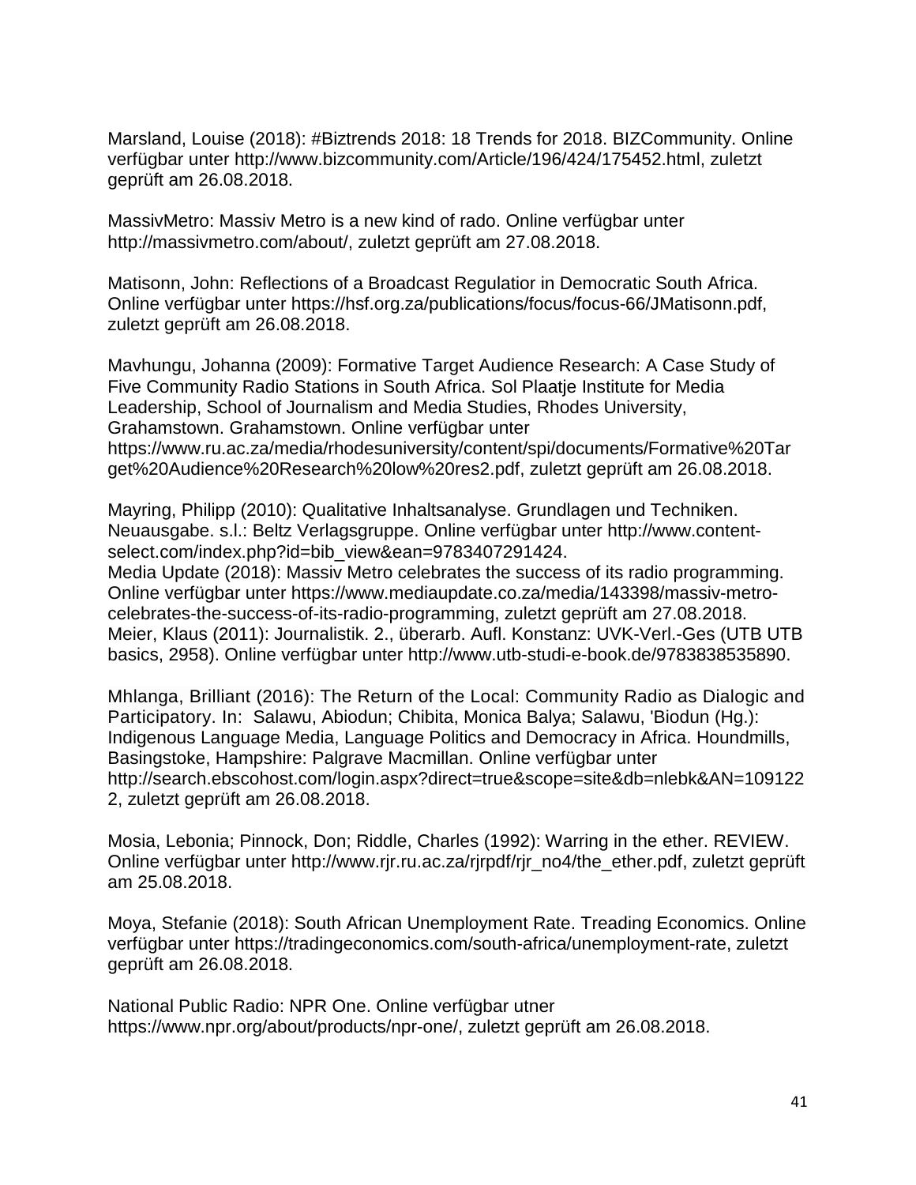Marsland, Louise (2018): #Biztrends 2018: 18 Trends for 2018. BIZCommunity. Online verfügbar unter http://www.bizcommunity.com/Article/196/424/175452.html, zuletzt geprüft am 26.08.2018.

MassivMetro: Massiv Metro is a new kind of rado. Online verfügbar unter http://massivmetro.com/about/, zuletzt geprüft am 27.08.2018.

Matisonn, John: Reflections of a Broadcast Regulatior in Democratic South Africa. Online verfügbar unter https://hsf.org.za/publications/focus/focus-66/JMatisonn.pdf, zuletzt geprüft am 26.08.2018.

Mavhungu, Johanna (2009): Formative Target Audience Research: A Case Study of Five Community Radio Stations in South Africa. Sol Plaatje Institute for Media Leadership, School of Journalism and Media Studies, Rhodes University, Grahamstown. Grahamstown. Online verfügbar unter https://www.ru.ac.za/media/rhodesuniversity/content/spi/documents/Formative%20Target%20Audience%20Research%20low%20res2.pdf, zuletzt geprüft am 26.08.2018.

Mayring, Philipp (2010): Qualitative Inhaltsanalyse. Grundlagen und Techniken. Neuausgabe. s.l.: Beltz Verlagsgruppe. Online verfügbar unter http://www.content-select.com/index.php?id=bib_view&ean=9783407291424.
Media Update (2018): Massiv Metro celebrates the success of its radio programming. Online verfügbar unter https://www.mediaupdate.co.za/media/143398/massiv-metro-celebrates-the-success-of-its-radio-programming, zuletzt geprüft am 27.08.2018.
Meier, Klaus (2011): Journalistik. 2., überarb. Aufl. Konstanz: UVK-Verl.-Ges (UTB UTB basics, 2958). Online verfügbar unter http://www.utb-studi-e-book.de/9783838535890.

Mhlanga, Brilliant (2016): The Return of the Local: Community Radio as Dialogic and Participatory. In: Salawu, Abiodun; Chibita, Monica Balya; Salawu, 'Biodun (Hg.): Indigenous Language Media, Language Politics and Democracy in Africa. Houndmills, Basingstoke, Hampshire: Palgrave Macmillan. Online verfügbar unter http://search.ebscohost.com/login.aspx?direct=true&scope=site&db=nlebk&AN=1091222, zuletzt geprüft am 26.08.2018.

Mosia, Lebonia; Pinnock, Don; Riddle, Charles (1992): Warring in the ether. REVIEW. Online verfügbar unter http://www.rjr.ru.ac.za/rjrpdf/rjr_no4/the_ether.pdf, zuletzt geprüft am 25.08.2018.

Moya, Stefanie (2018): South African Unemployment Rate. Treading Economics. Online verfügbar unter https://tradingeconomics.com/south-africa/unemployment-rate, zuletzt geprüft am 26.08.2018.

National Public Radio: NPR One. Online verfügbar utner https://www.npr.org/about/products/npr-one/, zuletzt geprüft am 26.08.2018.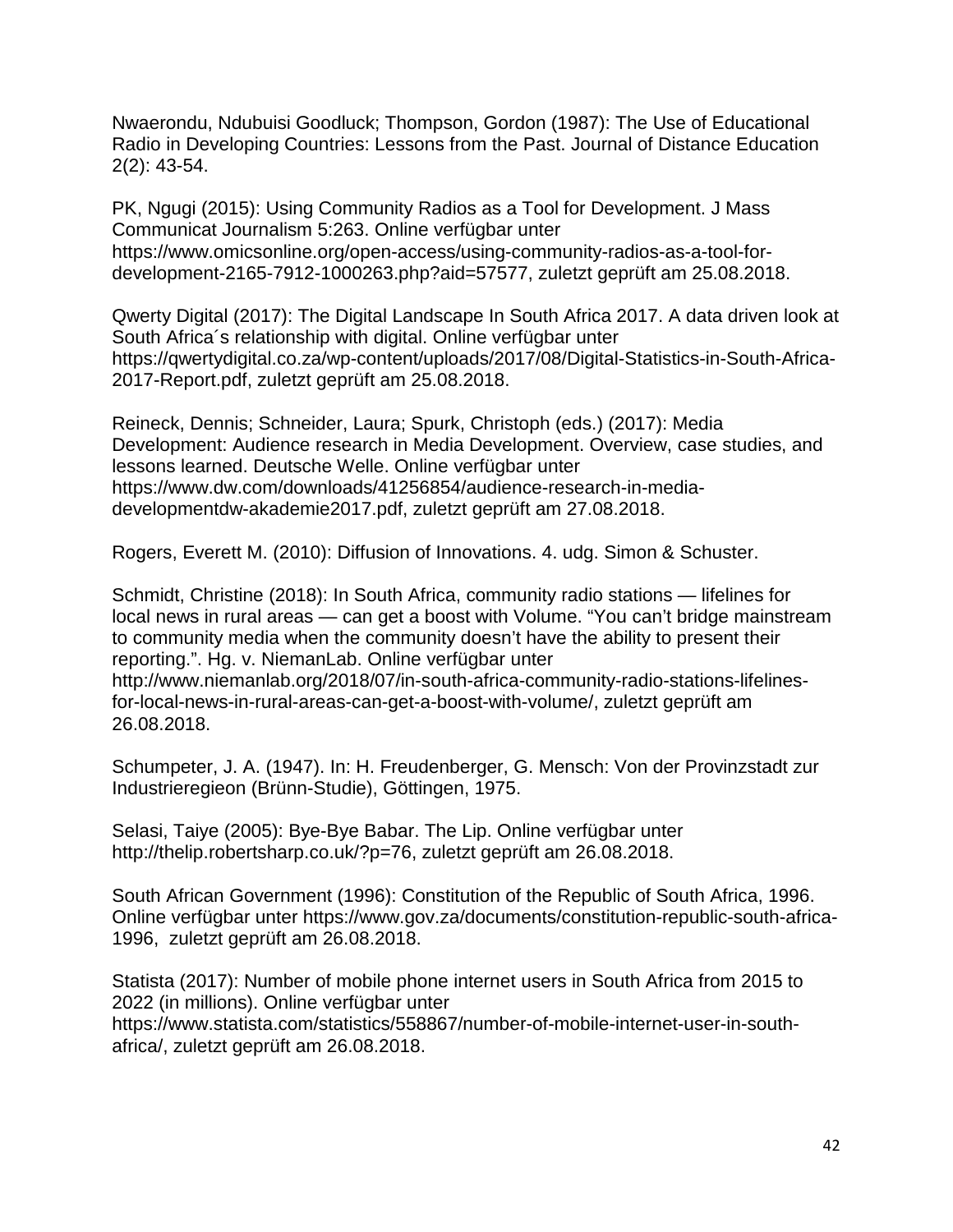Nwaerondu, Ndubuisi Goodluck; Thompson, Gordon (1987): The Use of Educational Radio in Developing Countries: Lessons from the Past. Journal of Distance Education 2(2): 43-54.

PK, Ngugi (2015): Using Community Radios as a Tool for Development. J Mass Communicat Journalism 5:263. Online verfügbar unter https://www.omicsonline.org/open-access/using-community-radios-as-a-tool-for-development-2165-7912-1000263.php?aid=57577, zuletzt geprüft am 25.08.2018.

Qwerty Digital (2017): The Digital Landscape In South Africa 2017. A data driven look at South Africa´s relationship with digital. Online verfügbar unter https://qwertydigital.co.za/wp-content/uploads/2017/08/Digital-Statistics-in-South-Africa-2017-Report.pdf, zuletzt geprüft am 25.08.2018.

Reineck, Dennis; Schneider, Laura; Spurk, Christoph (eds.) (2017): Media Development: Audience research in Media Development. Overview, case studies, and lessons learned. Deutsche Welle. Online verfügbar unter https://www.dw.com/downloads/41256854/audience-research-in-media-developmentdw-akademie2017.pdf, zuletzt geprüft am 27.08.2018.

Rogers, Everett M. (2010): Diffusion of Innovations. 4. udg. Simon & Schuster.

Schmidt, Christine (2018): In South Africa, community radio stations — lifelines for local news in rural areas — can get a boost with Volume. "You can't bridge mainstream to community media when the community doesn't have the ability to present their reporting.". Hg. v. NiemanLab. Online verfügbar unter http://www.niemanlab.org/2018/07/in-south-africa-community-radio-stations-lifelines-for-local-news-in-rural-areas-can-get-a-boost-with-volume/, zuletzt geprüft am 26.08.2018.

Schumpeter, J. A. (1947). In: H. Freudenberger, G. Mensch: Von der Provinzstadt zur Industrieregieon (Brünn-Studie), Göttingen, 1975.

Selasi, Taiye (2005): Bye-Bye Babar. The Lip. Online verfügbar unter http://thelip.robertsharp.co.uk/?p=76, zuletzt geprüft am 26.08.2018.

South African Government (1996): Constitution of the Republic of South Africa, 1996. Online verfügbar unter https://www.gov.za/documents/constitution-republic-south-africa-1996, zuletzt geprüft am 26.08.2018.

Statista (2017): Number of mobile phone internet users in South Africa from 2015 to 2022 (in millions). Online verfügbar unter https://www.statista.com/statistics/558867/number-of-mobile-internet-user-in-south-africa/, zuletzt geprüft am 26.08.2018.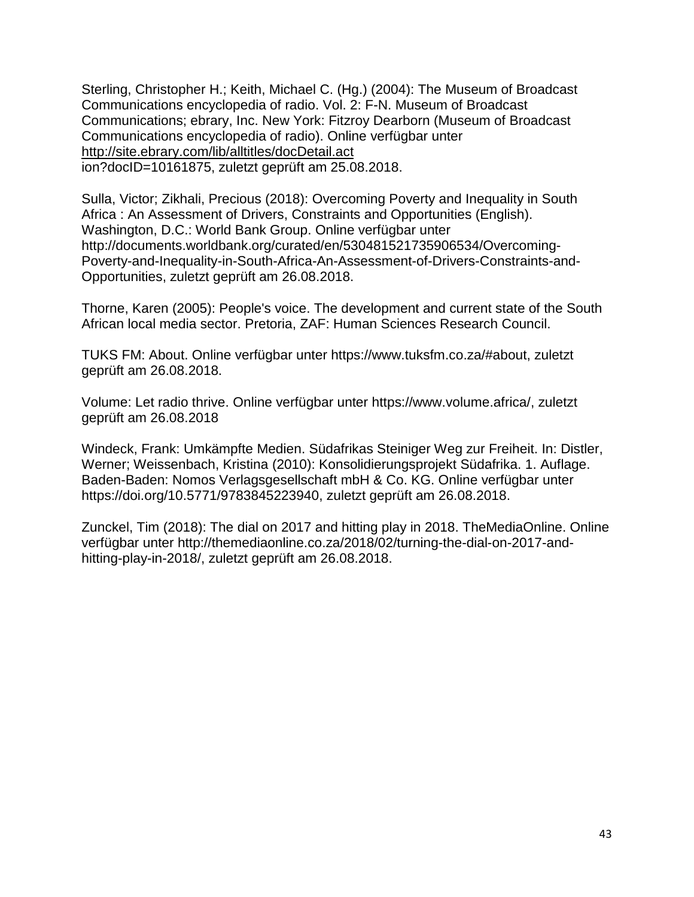Sterling, Christopher H.; Keith, Michael C. (Hg.) (2004): The Museum of Broadcast Communications encyclopedia of radio. Vol. 2: F-N. Museum of Broadcast Communications; ebrary, Inc. New York: Fitzroy Dearborn (Museum of Broadcast Communications encyclopedia of radio). Online verfügbar unter http://site.ebrary.com/lib/alltitles/docDetail.action?docID=10161875, zuletzt geprüft am 25.08.2018.

Sulla, Victor; Zikhali, Precious (2018): Overcoming Poverty and Inequality in South Africa : An Assessment of Drivers, Constraints and Opportunities (English). Washington, D.C.: World Bank Group. Online verfügbar unter http://documents.worldbank.org/curated/en/530481521735906534/Overcoming-Poverty-and-Inequality-in-South-Africa-An-Assessment-of-Drivers-Constraints-and-Opportunities, zuletzt geprüft am 26.08.2018.

Thorne, Karen (2005): People's voice. The development and current state of the South African local media sector. Pretoria, ZAF: Human Sciences Research Council.

TUKS FM: About. Online verfügbar unter https://www.tuksfm.co.za/#about, zuletzt geprüft am 26.08.2018.

Volume: Let radio thrive. Online verfügbar unter https://www.volume.africa/, zuletzt geprüft am 26.08.2018

Windeck, Frank: Umkämpfte Medien. Südafrikas Steiniger Weg zur Freiheit. In: Distler, Werner; Weissenbach, Kristina (2010): Konsolidierungsprojekt Südafrika. 1. Auflage. Baden-Baden: Nomos Verlagsgesellschaft mbH & Co. KG. Online verfügbar unter https://doi.org/10.5771/9783845223940, zuletzt geprüft am 26.08.2018.

Zunckel, Tim (2018): The dial on 2017 and hitting play in 2018. TheMediaOnline. Online verfügbar unter http://themediaonline.co.za/2018/02/turning-the-dial-on-2017-and-hitting-play-in-2018/, zuletzt geprüft am 26.08.2018.